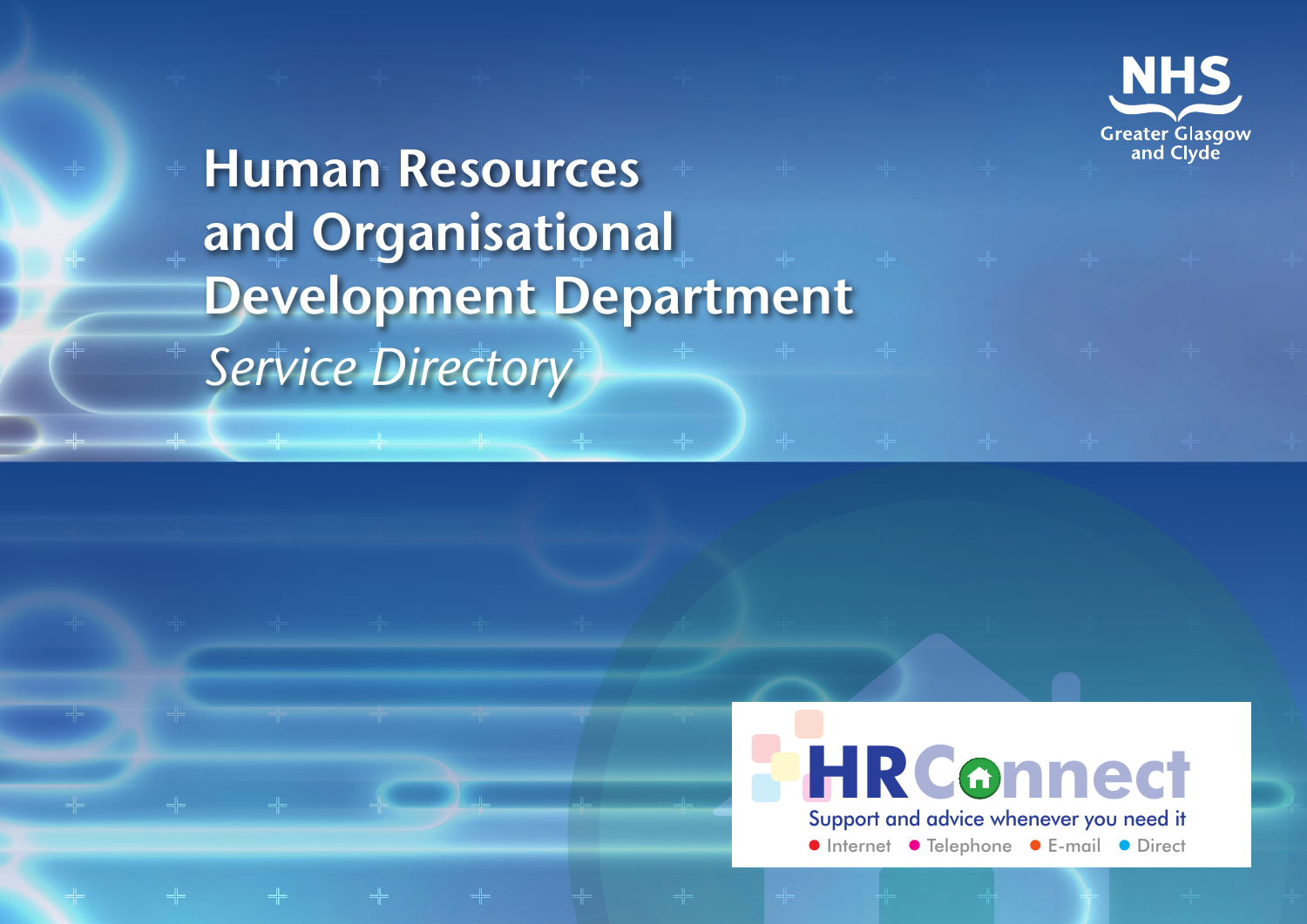NHS
Greater Glasgow and Clyde

# Human Resources and Organisational Development Department

*Service Directory*

HRConnect

Support and advice whenever you need it

- Internet
- Telephone
- E-mail
- Direct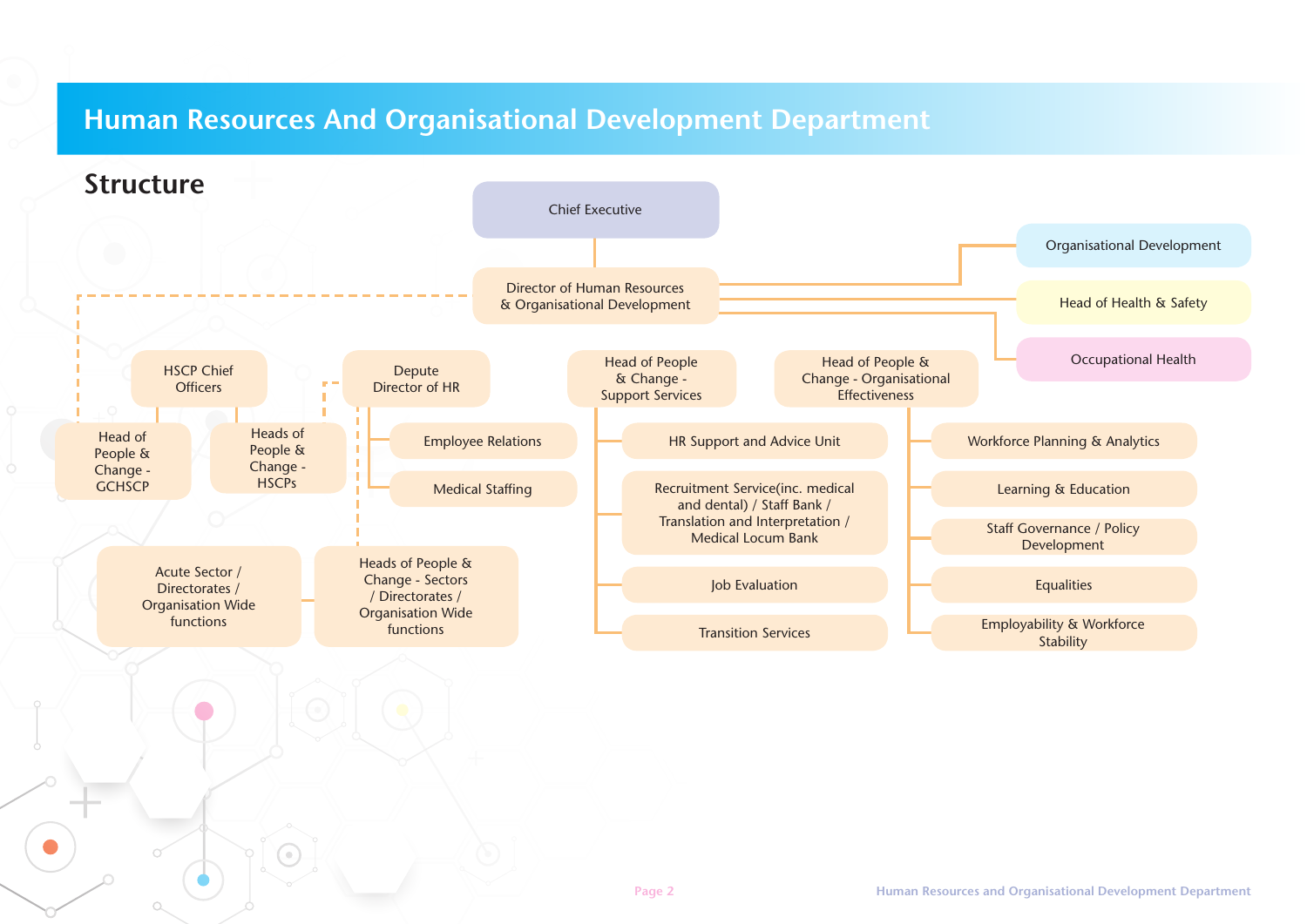# Human Resources And Organisational Development Department

## Structure

Chief Executive

Director of Human Resources & Organisational Development

Organisational Development

Head of Health & Safety

Occupational Health

HSCP Chief Officers

Head of People & Change - GCHSCP

Heads of People & Change - HSCPs

Depute Director of HR

- Employee Relations
- Medical Staffing

Acute Sector / Directorates / Organisation Wide functions

Heads of People & Change - Sectors / Directorates / Organisation Wide functions

Head of People & Change - Support Services

- HR Support and Advice Unit
- Recruitment Service(inc. medical and dental) / Staff Bank / Translation and Interpretation / Medical Locum Bank
- Job Evaluation
- Transition Services

Head of People & Change - Organisational Effectiveness

- Workforce Planning & Analytics
- Learning & Education
- Staff Governance / Policy Development
- Equalities
- Employability & Workforce Stability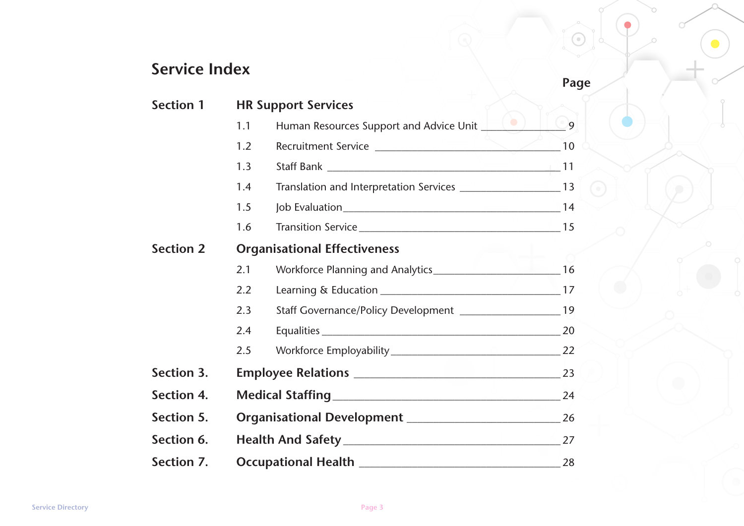# Service Index

| | | | Page |
|---|---|---|---|
| **Section 1** | **HR Support Services** | | |
| | 1.1 | Human Resources Support and Advice Unit | 9 |
| | 1.2 | Recruitment Service | 10 |
| | 1.3 | Staff Bank | 11 |
| | 1.4 | Translation and Interpretation Services | 13 |
| | 1.5 | Job Evaluation | 14 |
| | 1.6 | Transition Service | 15 |
| **Section 2** | **Organisational Effectiveness** | | |
| | 2.1 | Workforce Planning and Analytics | 16 |
| | 2.2 | Learning & Education | 17 |
| | 2.3 | Staff Governance/Policy Development | 19 |
| | 2.4 | Equalities | 20 |
| | 2.5 | Workforce Employability | 22 |
| **Section 3.** | **Employee Relations** | | 23 |
| **Section 4.** | **Medical Staffing** | | 24 |
| **Section 5.** | **Organisational Development** | | 26 |
| **Section 6.** | **Health And Safety** | | 27 |
| **Section 7.** | **Occupational Health** | | 28 |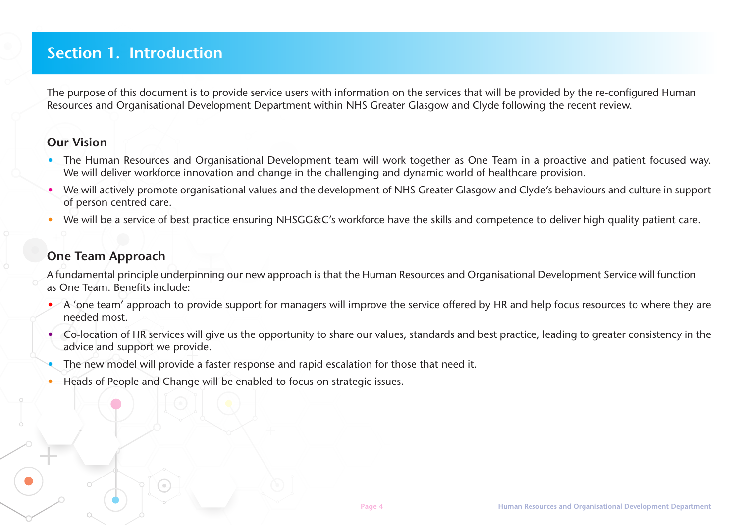# Section 1. Introduction

The purpose of this document is to provide service users with information on the services that will be provided by the re-configured Human Resources and Organisational Development Department within NHS Greater Glasgow and Clyde following the recent review.

## Our Vision

- The Human Resources and Organisational Development team will work together as One Team in a proactive and patient focused way. We will deliver workforce innovation and change in the challenging and dynamic world of healthcare provision.
- We will actively promote organisational values and the development of NHS Greater Glasgow and Clyde's behaviours and culture in support of person centred care.
- We will be a service of best practice ensuring NHSGG&C's workforce have the skills and competence to deliver high quality patient care.

## One Team Approach

A fundamental principle underpinning our new approach is that the Human Resources and Organisational Development Service will function as One Team. Benefits include:

- A 'one team' approach to provide support for managers will improve the service offered by HR and help focus resources to where they are needed most.
- Co-location of HR services will give us the opportunity to share our values, standards and best practice, leading to greater consistency in the advice and support we provide.
- The new model will provide a faster response and rapid escalation for those that need it.
- Heads of People and Change will be enabled to focus on strategic issues.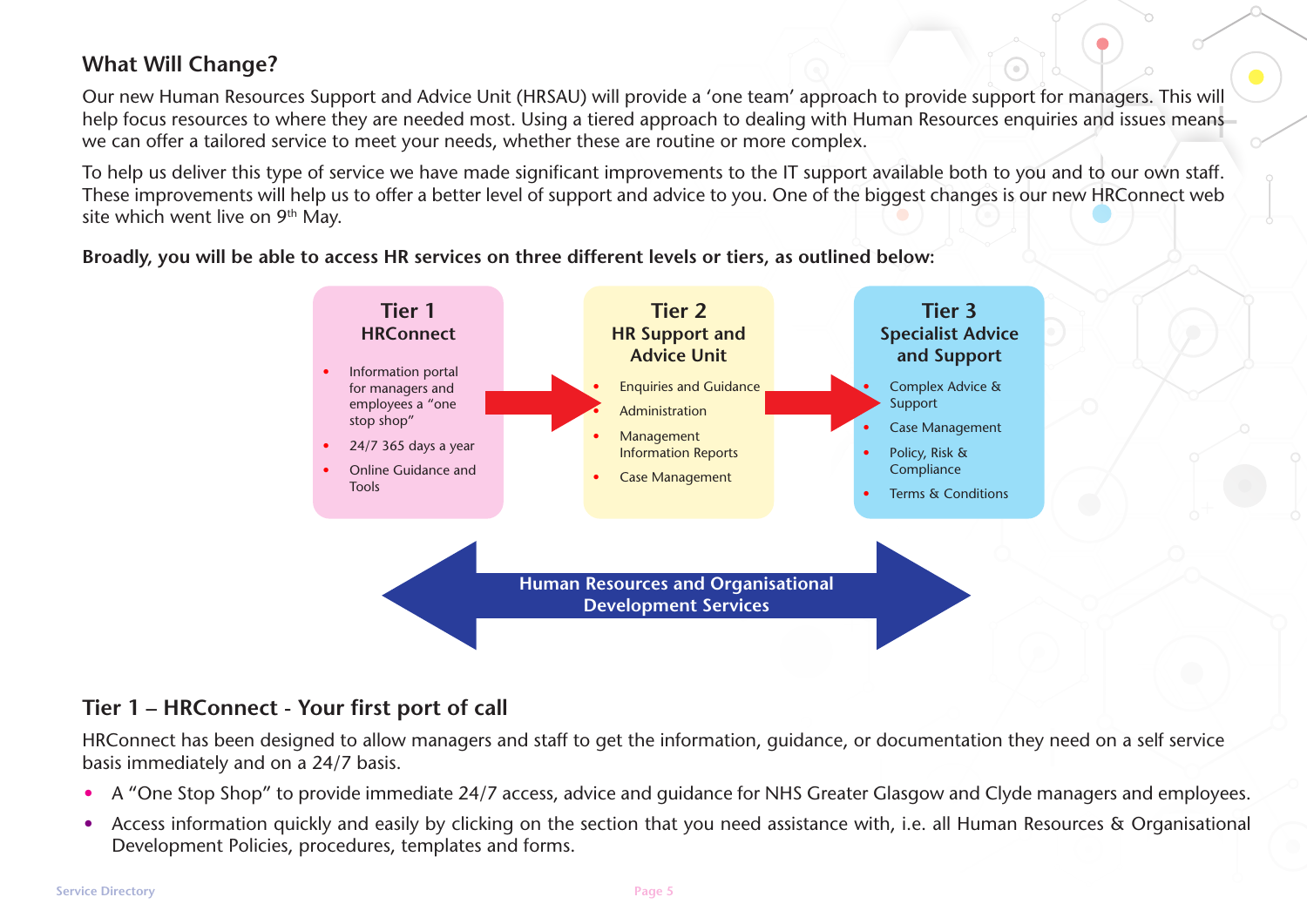## What Will Change?

Our new Human Resources Support and Advice Unit (HRSAU) will provide a 'one team' approach to provide support for managers. This will help focus resources to where they are needed most. Using a tiered approach to dealing with Human Resources enquiries and issues means we can offer a tailored service to meet your needs, whether these are routine or more complex.

To help us deliver this type of service we have made significant improvements to the IT support available both to you and to our own staff. These improvements will help us to offer a better level of support and advice to you. One of the biggest changes is our new HRConnect web site which went live on 9th May.

**Broadly, you will be able to access HR services on three different levels or tiers, as outlined below:**

**Tier 1**
**HRConnect**

- Information portal for managers and employees a "one stop shop"
- 24/7 365 days a year
- Online Guidance and Tools

**Tier 2**
**HR Support and Advice Unit**

- Enquiries and Guidance
- Administration
- Management Information Reports
- Case Management

**Tier 3**
**Specialist Advice and Support**

- Complex Advice & Support
- Case Management
- Policy, Risk & Compliance
- Terms & Conditions

**Human Resources and Organisational Development Services**

## Tier 1 – HRConnect - Your first port of call

HRConnect has been designed to allow managers and staff to get the information, guidance, or documentation they need on a self service basis immediately and on a 24/7 basis.

- A "One Stop Shop" to provide immediate 24/7 access, advice and guidance for NHS Greater Glasgow and Clyde managers and employees.
- Access information quickly and easily by clicking on the section that you need assistance with, i.e. all Human Resources & Organisational Development Policies, procedures, templates and forms.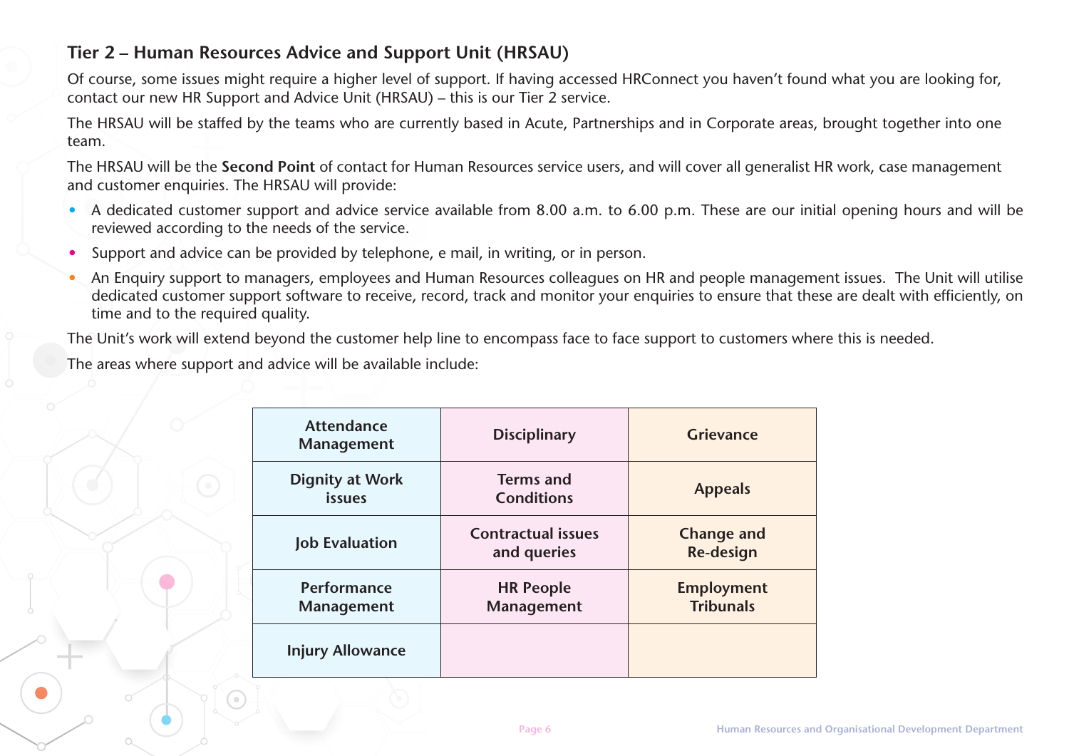## Tier 2 – Human Resources Advice and Support Unit (HRSAU)

Of course, some issues might require a higher level of support. If having accessed HRConnect you haven't found what you are looking for, contact our new HR Support and Advice Unit (HRSAU) – this is our Tier 2 service.

The HRSAU will be staffed by the teams who are currently based in Acute, Partnerships and in Corporate areas, brought together into one team.

The HRSAU will be the **Second Point** of contact for Human Resources service users, and will cover all generalist HR work, case management and customer enquiries. The HRSAU will provide:

- A dedicated customer support and advice service available from 8.00 a.m. to 6.00 p.m. These are our initial opening hours and will be reviewed according to the needs of the service.
- Support and advice can be provided by telephone, e mail, in writing, or in person.
- An Enquiry support to managers, employees and Human Resources colleagues on HR and people management issues. The Unit will utilise dedicated customer support software to receive, record, track and monitor your enquiries to ensure that these are dealt with efficiently, on time and to the required quality.

The Unit's work will extend beyond the customer help line to encompass face to face support to customers where this is needed.

The areas where support and advice will be available include:

| | | |
|---|---|---|
| **Attendance Management** | **Disciplinary** | **Grievance** |
| **Dignity at Work issues** | **Terms and Conditions** | **Appeals** |
| **Job Evaluation** | **Contractual issues and queries** | **Change and Re-design** |
| **Performance Management** | **HR People Management** | **Employment Tribunals** |
| **Injury Allowance** | | |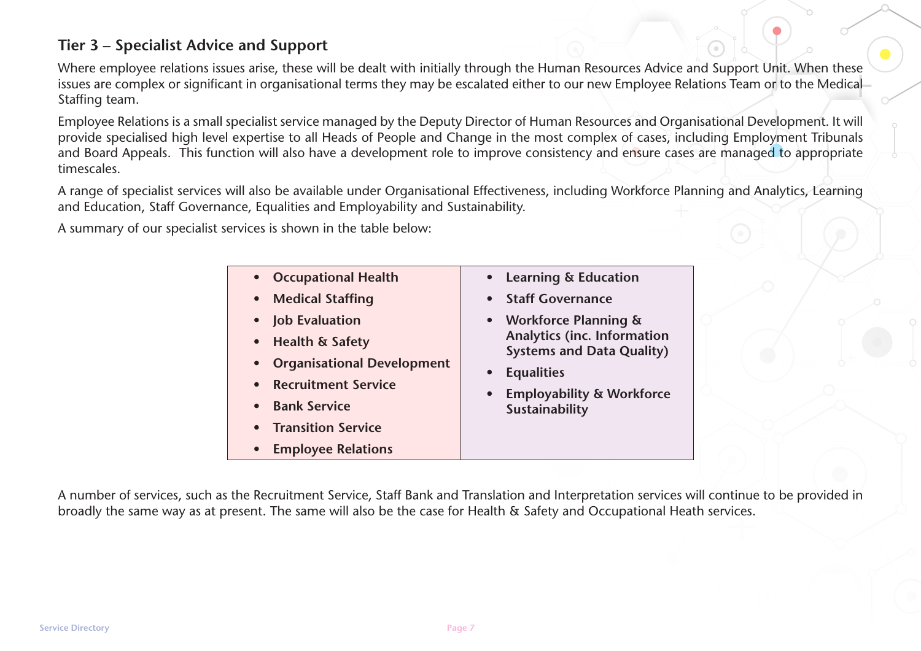## Tier 3 – Specialist Advice and Support

Where employee relations issues arise, these will be dealt with initially through the Human Resources Advice and Support Unit. When these issues are complex or significant in organisational terms they may be escalated either to our new Employee Relations Team or to the Medical Staffing team.

Employee Relations is a small specialist service managed by the Deputy Director of Human Resources and Organisational Development. It will provide specialised high level expertise to all Heads of People and Change in the most complex of cases, including Employment Tribunals and Board Appeals. This function will also have a development role to improve consistency and ensure cases are managed to appropriate timescales.

A range of specialist services will also be available under Organisational Effectiveness, including Workforce Planning and Analytics, Learning and Education, Staff Governance, Equalities and Employability and Sustainability.

A summary of our specialist services is shown in the table below:

| | |
|---|---|
| • **Occupational Health**<br>• **Medical Staffing**<br>• **Job Evaluation**<br>• **Health & Safety**<br>• **Organisational Development**<br>• **Recruitment Service**<br>• **Bank Service**<br>• **Transition Service**<br>• **Employee Relations** | • **Learning & Education**<br>• **Staff Governance**<br>• **Workforce Planning & Analytics (inc. Information Systems and Data Quality)**<br>• **Equalities**<br>• **Employability & Workforce Sustainability** |

A number of services, such as the Recruitment Service, Staff Bank and Translation and Interpretation services will continue to be provided in broadly the same way as at present. The same will also be the case for Health & Safety and Occupational Heath services.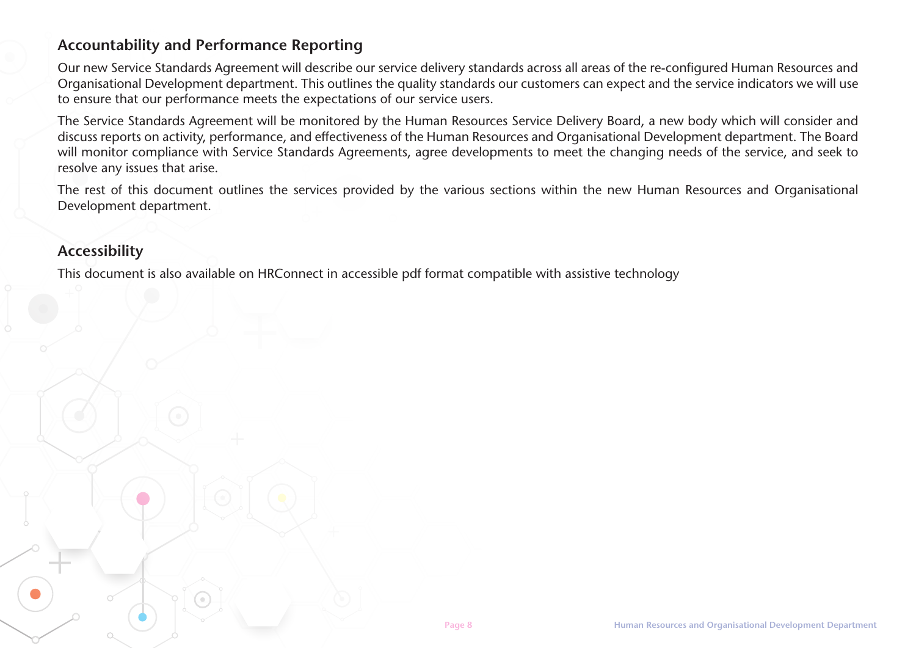## Accountability and Performance Reporting

Our new Service Standards Agreement will describe our service delivery standards across all areas of the re-configured Human Resources and Organisational Development department. This outlines the quality standards our customers can expect and the service indicators we will use to ensure that our performance meets the expectations of our service users.

The Service Standards Agreement will be monitored by the Human Resources Service Delivery Board, a new body which will consider and discuss reports on activity, performance, and effectiveness of the Human Resources and Organisational Development department. The Board will monitor compliance with Service Standards Agreements, agree developments to meet the changing needs of the service, and seek to resolve any issues that arise.

The rest of this document outlines the services provided by the various sections within the new Human Resources and Organisational Development department.

## Accessibility

This document is also available on HRConnect in accessible pdf format compatible with assistive technology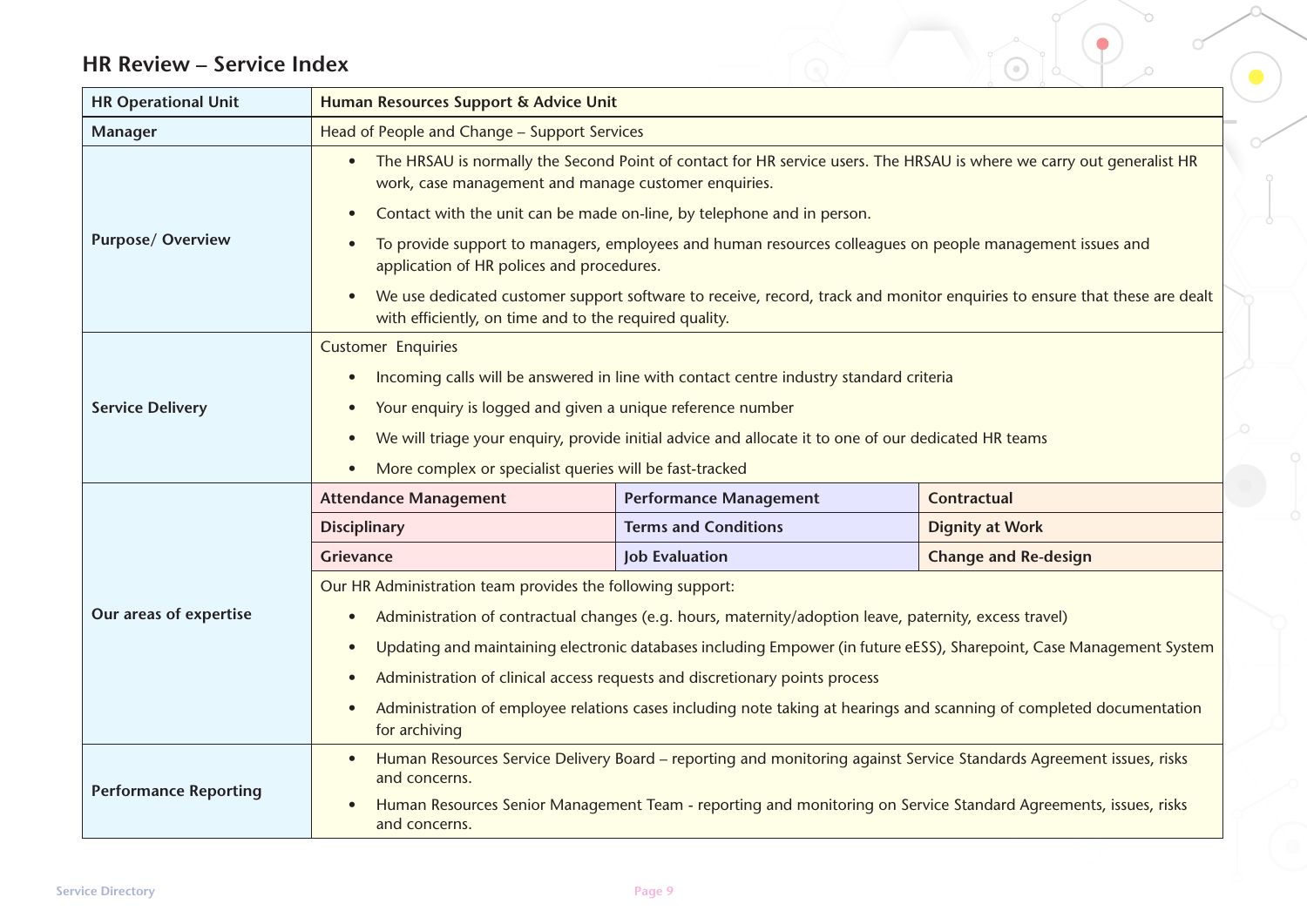## HR Review – Service Index

| HR Operational Unit | Human Resources Support & Advice Unit | | |
|---|---|---|---|
| **Manager** | Head of People and Change – Support Services | | |
| **Purpose/ Overview** | • The HRSAU is normally the Second Point of contact for HR service users. The HRSAU is where we carry out generalist HR work, case management and manage customer enquiries.<br>• Contact with the unit can be made on-line, by telephone and in person.<br>• To provide support to managers, employees and human resources colleagues on people management issues and application of HR polices and procedures.<br>• We use dedicated customer support software to receive, record, track and monitor enquiries to ensure that these are dealt with efficiently, on time and to the required quality. | | |
| **Service Delivery** | Customer Enquiries<br>• Incoming calls will be answered in line with contact centre industry standard criteria<br>• Your enquiry is logged and given a unique reference number<br>• We will triage your enquiry, provide initial advice and allocate it to one of our dedicated HR teams<br>• More complex or specialist queries will be fast-tracked | | |
| **Our areas of expertise** | **Attendance Management** | **Performance Management** | **Contractual** |
| | **Disciplinary** | **Terms and Conditions** | **Dignity at Work** |
| | **Grievance** | **Job Evaluation** | **Change and Re-design** |
| | Our HR Administration team provides the following support:<br>• Administration of contractual changes (e.g. hours, maternity/adoption leave, paternity, excess travel)<br>• Updating and maintaining electronic databases including Empower (in future eESS), Sharepoint, Case Management System<br>• Administration of clinical access requests and discretionary points process<br>• Administration of employee relations cases including note taking at hearings and scanning of completed documentation for archiving | | |
| **Performance Reporting** | • Human Resources Service Delivery Board – reporting and monitoring against Service Standards Agreement issues, risks and concerns.<br>• Human Resources Senior Management Team - reporting and monitoring on Service Standard Agreements, issues, risks and concerns. | | |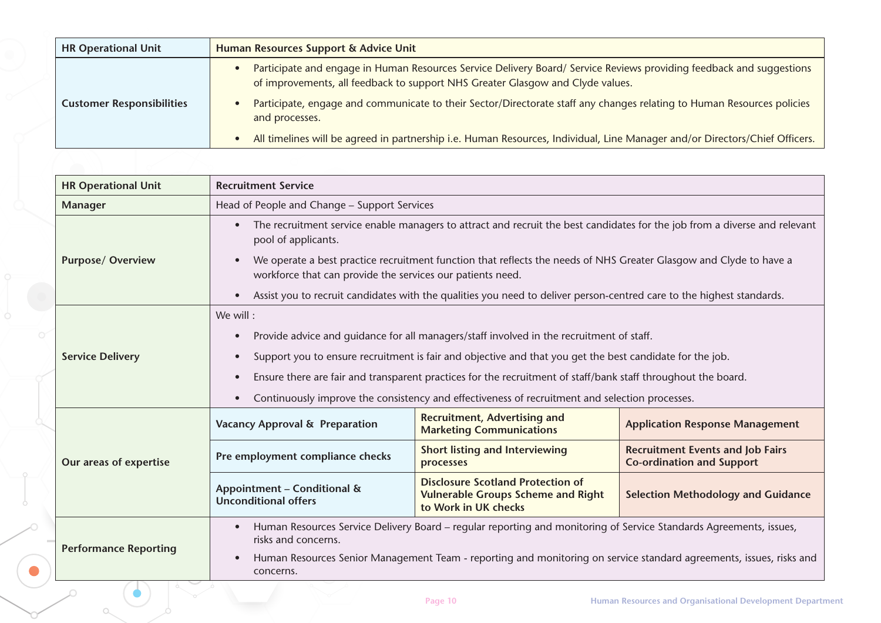| HR Operational Unit | Human Resources Support & Advice Unit |
|---|---|
| **Customer Responsibilities** | • Participate and engage in Human Resources Service Delivery Board/ Service Reviews providing feedback and suggestions of improvements, all feedback to support NHS Greater Glasgow and Clyde values.<br>• Participate, engage and communicate to their Sector/Directorate staff any changes relating to Human Resources policies and processes.<br>• All timelines will be agreed in partnership i.e. Human Resources, Individual, Line Manager and/or Directors/Chief Officers. |

| HR Operational Unit | Recruitment Service | | |
|---|---|---|---|
| **Manager** | Head of People and Change – Support Services | | |
| **Purpose/ Overview** | • The recruitment service enable managers to attract and recruit the best candidates for the job from a diverse and relevant pool of applicants.<br>• We operate a best practice recruitment function that reflects the needs of NHS Greater Glasgow and Clyde to have a workforce that can provide the services our patients need.<br>• Assist you to recruit candidates with the qualities you need to deliver person-centred care to the highest standards. | | |
| **Service Delivery** | We will :<br>• Provide advice and guidance for all managers/staff involved in the recruitment of staff.<br>• Support you to ensure recruitment is fair and objective and that you get the best candidate for the job.<br>• Ensure there are fair and transparent practices for the recruitment of staff/bank staff throughout the board.<br>• Continuously improve the consistency and effectiveness of recruitment and selection processes. | | |
| **Our areas of expertise** | **Vacancy Approval & Preparation** | **Recruitment, Advertising and Marketing Communications** | **Application Response Management** |
| | **Pre employment compliance checks** | **Short listing and Interviewing processes** | **Recruitment Events and Job Fairs Co-ordination and Support** |
| | **Appointment – Conditional & Unconditional offers** | **Disclosure Scotland Protection of Vulnerable Groups Scheme and Right to Work in UK checks** | **Selection Methodology and Guidance** |
| **Performance Reporting** | • Human Resources Service Delivery Board – regular reporting and monitoring of Service Standards Agreements, issues, risks and concerns.<br>• Human Resources Senior Management Team - reporting and monitoring on service standard agreements, issues, risks and concerns. | | |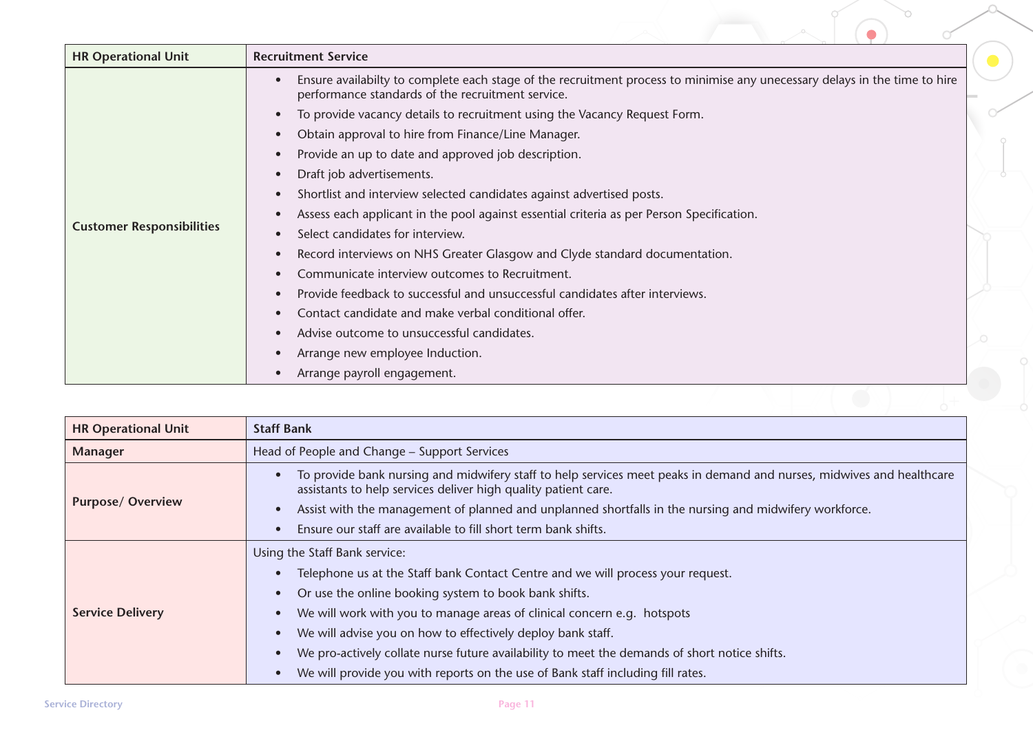| HR Operational Unit | Recruitment Service |
|---|---|
| **Customer Responsibilities** | • Ensure availabilty to complete each stage of the recruitment process to minimise any unecessary delays in the time to hire performance standards of the recruitment service.<br>• To provide vacancy details to recruitment using the Vacancy Request Form.<br>• Obtain approval to hire from Finance/Line Manager.<br>• Provide an up to date and approved job description.<br>• Draft job advertisements.<br>• Shortlist and interview selected candidates against advertised posts.<br>• Assess each applicant in the pool against essential criteria as per Person Specification.<br>• Select candidates for interview.<br>• Record interviews on NHS Greater Glasgow and Clyde standard documentation.<br>• Communicate interview outcomes to Recruitment.<br>• Provide feedback to successful and unsuccessful candidates after interviews.<br>• Contact candidate and make verbal conditional offer.<br>• Advise outcome to unsuccessful candidates.<br>• Arrange new employee Induction.<br>• Arrange payroll engagement. |

| HR Operational Unit | Staff Bank |
|---|---|
| **Manager** | Head of People and Change – Support Services |
| **Purpose/ Overview** | • To provide bank nursing and midwifery staff to help services meet peaks in demand and nurses, midwives and healthcare assistants to help services deliver high quality patient care.<br>• Assist with the management of planned and unplanned shortfalls in the nursing and midwifery workforce.<br>• Ensure our staff are available to fill short term bank shifts. |
| **Service Delivery** | Using the Staff Bank service:<br>• Telephone us at the Staff bank Contact Centre and we will process your request.<br>• Or use the online booking system to book bank shifts.<br>• We will work with you to manage areas of clinical concern e.g. hotspots<br>• We will advise you on how to effectively deploy bank staff.<br>• We pro-actively collate nurse future availability to meet the demands of short notice shifts.<br>• We will provide you with reports on the use of Bank staff including fill rates. |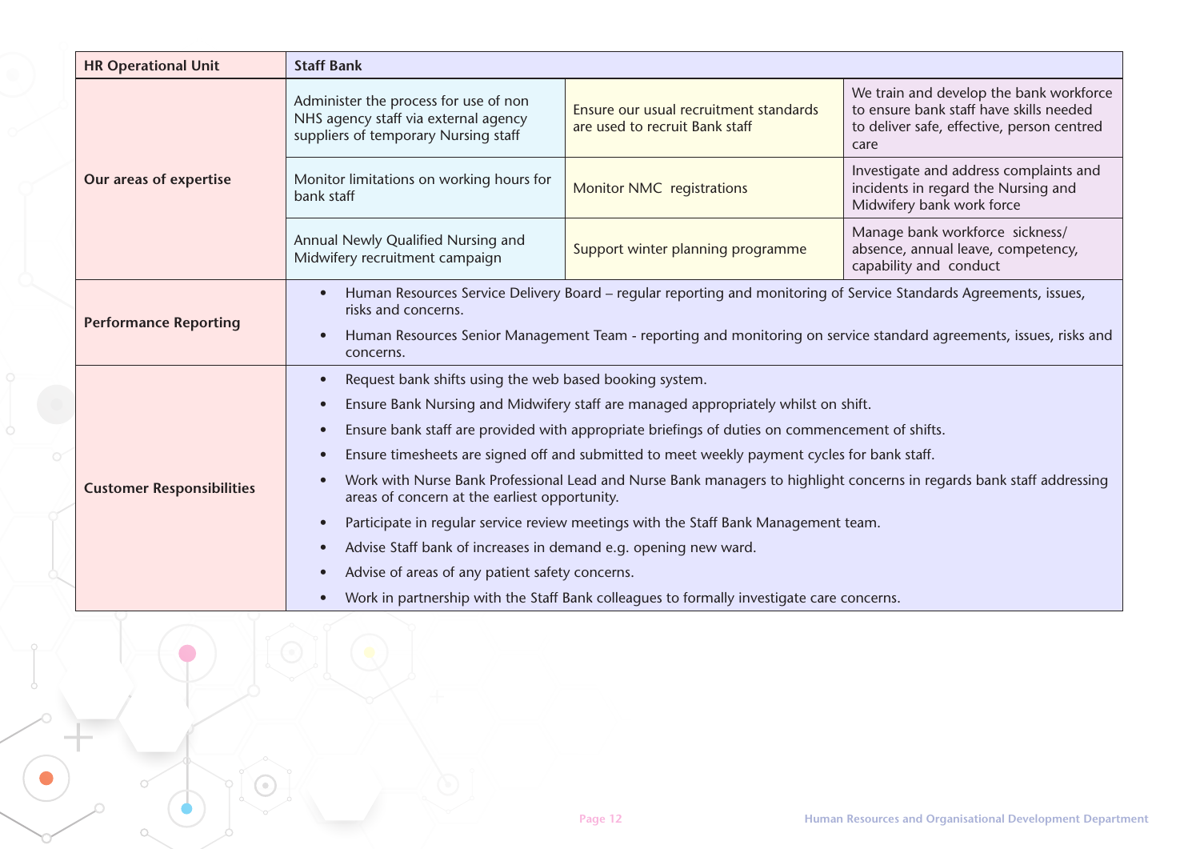| HR Operational Unit | Staff Bank | | |
|---|---|---|---|
| Our areas of expertise | Administer the process for use of non NHS agency staff via external agency suppliers of temporary Nursing staff | Ensure our usual recruitment standards are used to recruit Bank staff | We train and develop the bank workforce to ensure bank staff have skills needed to deliver safe, effective, person centred care |
| | Monitor limitations on working hours for bank staff | Monitor NMC registrations | Investigate and address complaints and incidents in regard the Nursing and Midwifery bank work force |
| | Annual Newly Qualified Nursing and Midwifery recruitment campaign | Support winter planning programme | Manage bank workforce sickness/ absence, annual leave, competency, capability and conduct |
| Performance Reporting | • Human Resources Service Delivery Board – regular reporting and monitoring of Service Standards Agreements, issues, risks and concerns.<br>• Human Resources Senior Management Team - reporting and monitoring on service standard agreements, issues, risks and concerns. | | |
| Customer Responsibilities | • Request bank shifts using the web based booking system.<br>• Ensure Bank Nursing and Midwifery staff are managed appropriately whilst on shift.<br>• Ensure bank staff are provided with appropriate briefings of duties on commencement of shifts.<br>• Ensure timesheets are signed off and submitted to meet weekly payment cycles for bank staff.<br>• Work with Nurse Bank Professional Lead and Nurse Bank managers to highlight concerns in regards bank staff addressing areas of concern at the earliest opportunity.<br>• Participate in regular service review meetings with the Staff Bank Management team.<br>• Advise Staff bank of increases in demand e.g. opening new ward.<br>• Advise of areas of any patient safety concerns.<br>• Work in partnership with the Staff Bank colleagues to formally investigate care concerns. | | |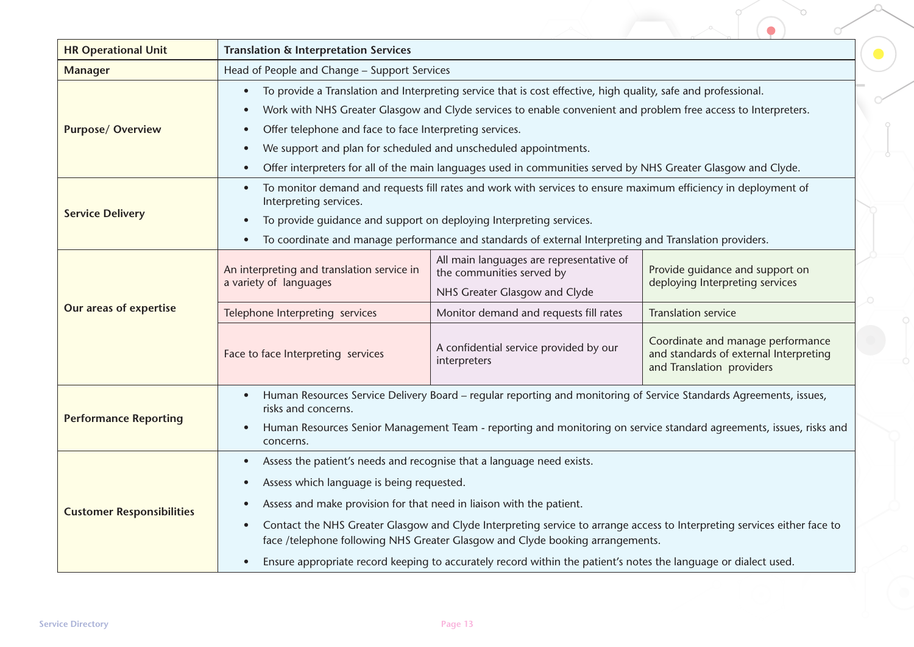| | | | |
|---|---|---|---|
| **HR Operational Unit** | **Translation & Interpretation Services** | | |
| **Manager** | Head of People and Change – Support Services | | |
| **Purpose/ Overview** | • To provide a Translation and Interpreting service that is cost effective, high quality, safe and professional.<br>• Work with NHS Greater Glasgow and Clyde services to enable convenient and problem free access to Interpreters.<br>• Offer telephone and face to face Interpreting services.<br>• We support and plan for scheduled and unscheduled appointments.<br>• Offer interpreters for all of the main languages used in communities served by NHS Greater Glasgow and Clyde. | | |
| **Service Delivery** | • To monitor demand and requests fill rates and work with services to ensure maximum efficiency in deployment of Interpreting services.<br>• To provide guidance and support on deploying Interpreting services.<br>• To coordinate and manage performance and standards of external Interpreting and Translation providers. | | |
| **Our areas of expertise** | An interpreting and translation service in a variety of languages | All main languages are representative of the communities served by NHS Greater Glasgow and Clyde | Provide guidance and support on deploying Interpreting services |
| | Telephone Interpreting services | Monitor demand and requests fill rates | Translation service |
| | Face to face Interpreting services | A confidential service provided by our interpreters | Coordinate and manage performance and standards of external Interpreting and Translation providers |
| **Performance Reporting** | • Human Resources Service Delivery Board – regular reporting and monitoring of Service Standards Agreements, issues, risks and concerns.<br>• Human Resources Senior Management Team - reporting and monitoring on service standard agreements, issues, risks and concerns. | | |
| **Customer Responsibilities** | • Assess the patient's needs and recognise that a language need exists.<br>• Assess which language is being requested.<br>• Assess and make provision for that need in liaison with the patient.<br>• Contact the NHS Greater Glasgow and Clyde Interpreting service to arrange access to Interpreting services either face to face /telephone following NHS Greater Glasgow and Clyde booking arrangements.<br>• Ensure appropriate record keeping to accurately record within the patient's notes the language or dialect used. | | |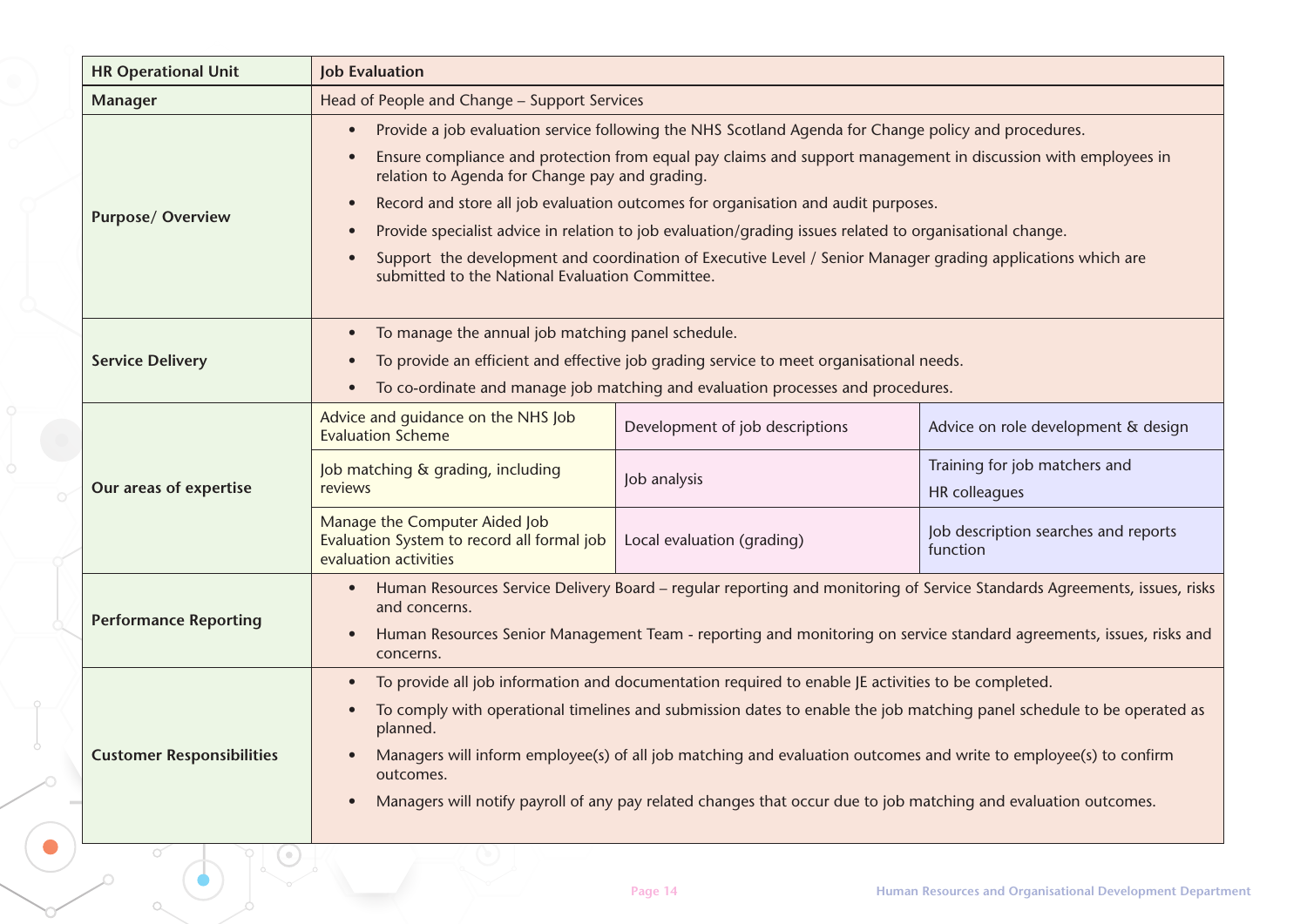| HR Operational Unit | Job Evaluation | | |
|---|---|---|---|
| Manager | Head of People and Change – Support Services | | |
| Purpose/ Overview | • Provide a job evaluation service following the NHS Scotland Agenda for Change policy and procedures.<br>• Ensure compliance and protection from equal pay claims and support management in discussion with employees in relation to Agenda for Change pay and grading.<br>• Record and store all job evaluation outcomes for organisation and audit purposes.<br>• Provide specialist advice in relation to job evaluation/grading issues related to organisational change.<br>• Support the development and coordination of Executive Level / Senior Manager grading applications which are submitted to the National Evaluation Committee. | | |
| Service Delivery | • To manage the annual job matching panel schedule.<br>• To provide an efficient and effective job grading service to meet organisational needs.<br>• To co-ordinate and manage job matching and evaluation processes and procedures. | | |
| Our areas of expertise | Advice and guidance on the NHS Job Evaluation Scheme | Development of job descriptions | Advice on role development & design |
| | Job matching & grading, including reviews | Job analysis | Training for job matchers and HR colleagues |
| | Manage the Computer Aided Job Evaluation System to record all formal job evaluation activities | Local evaluation (grading) | Job description searches and reports function |
| Performance Reporting | • Human Resources Service Delivery Board – regular reporting and monitoring of Service Standards Agreements, issues, risks and concerns.<br>• Human Resources Senior Management Team - reporting and monitoring on service standard agreements, issues, risks and concerns. | | |
| Customer Responsibilities | • To provide all job information and documentation required to enable JE activities to be completed.<br>• To comply with operational timelines and submission dates to enable the job matching panel schedule to be operated as planned.<br>• Managers will inform employee(s) of all job matching and evaluation outcomes and write to employee(s) to confirm outcomes.<br>• Managers will notify payroll of any pay related changes that occur due to job matching and evaluation outcomes. | | |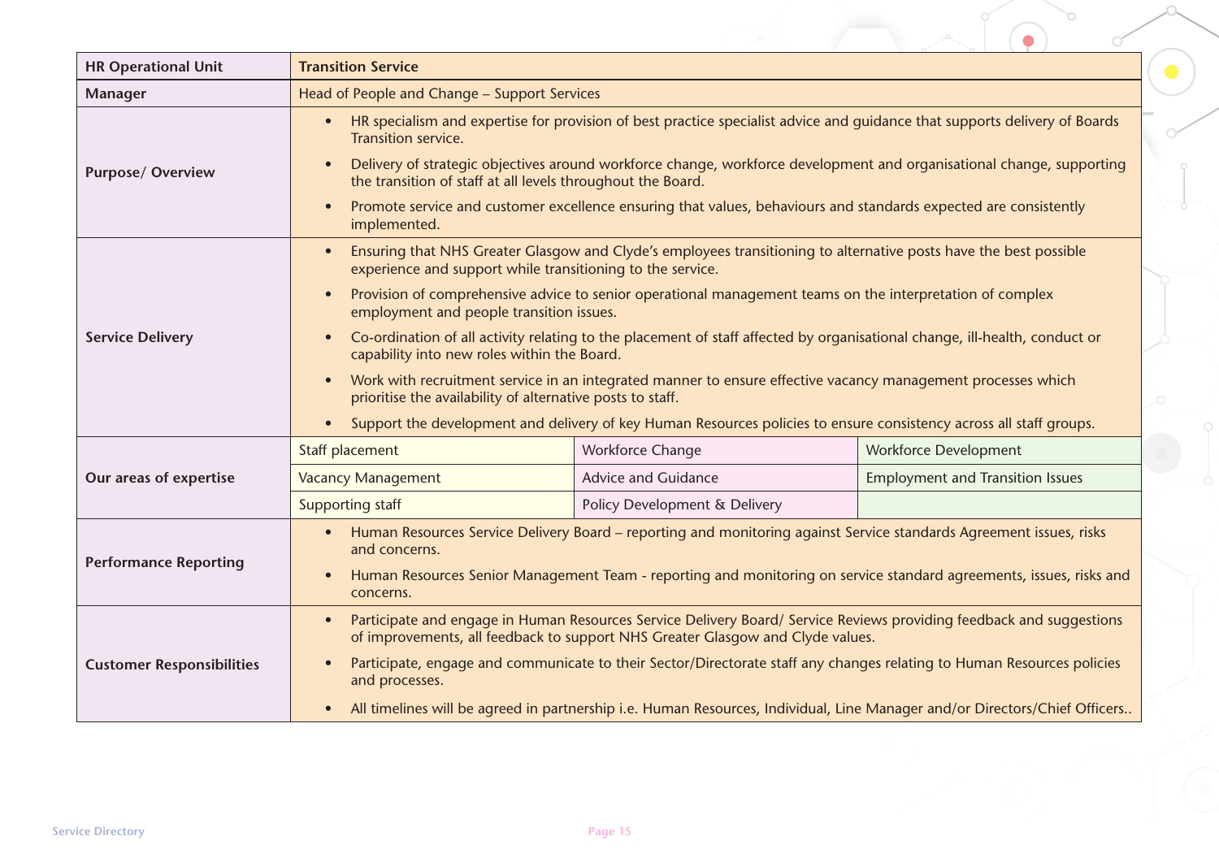| HR Operational Unit | Transition Service | | |
|---|---|---|---|
| Manager | Head of People and Change – Support Services | | |
| Purpose/ Overview | • HR specialism and expertise for provision of best practice specialist advice and guidance that supports delivery of Boards Transition service.<br>• Delivery of strategic objectives around workforce change, workforce development and organisational change, supporting the transition of staff at all levels throughout the Board.<br>• Promote service and customer excellence ensuring that values, behaviours and standards expected are consistently implemented. | | |
| Service Delivery | • Ensuring that NHS Greater Glasgow and Clyde's employees transitioning to alternative posts have the best possible experience and support while transitioning to the service.<br>• Provision of comprehensive advice to senior operational management teams on the interpretation of complex employment and people transition issues.<br>• Co-ordination of all activity relating to the placement of staff affected by organisational change, ill-health, conduct or capability into new roles within the Board.<br>• Work with recruitment service in an integrated manner to ensure effective vacancy management processes which prioritise the availability of alternative posts to staff.<br>• Support the development and delivery of key Human Resources policies to ensure consistency across all staff groups. | | |
| Our areas of expertise | Staff placement | Workforce Change | Workforce Development |
| | Vacancy Management | Advice and Guidance | Employment and Transition Issues |
| | Supporting staff | Policy Development & Delivery | |
| Performance Reporting | • Human Resources Service Delivery Board – reporting and monitoring against Service standards Agreement issues, risks and concerns.<br>• Human Resources Senior Management Team - reporting and monitoring on service standard agreements, issues, risks and concerns. | | |
| Customer Responsibilities | • Participate and engage in Human Resources Service Delivery Board/ Service Reviews providing feedback and suggestions of improvements, all feedback to support NHS Greater Glasgow and Clyde values.<br>• Participate, engage and communicate to their Sector/Directorate staff any changes relating to Human Resources policies and processes.<br>• All timelines will be agreed in partnership i.e. Human Resources, Individual, Line Manager and/or Directors/Chief Officers.. | | |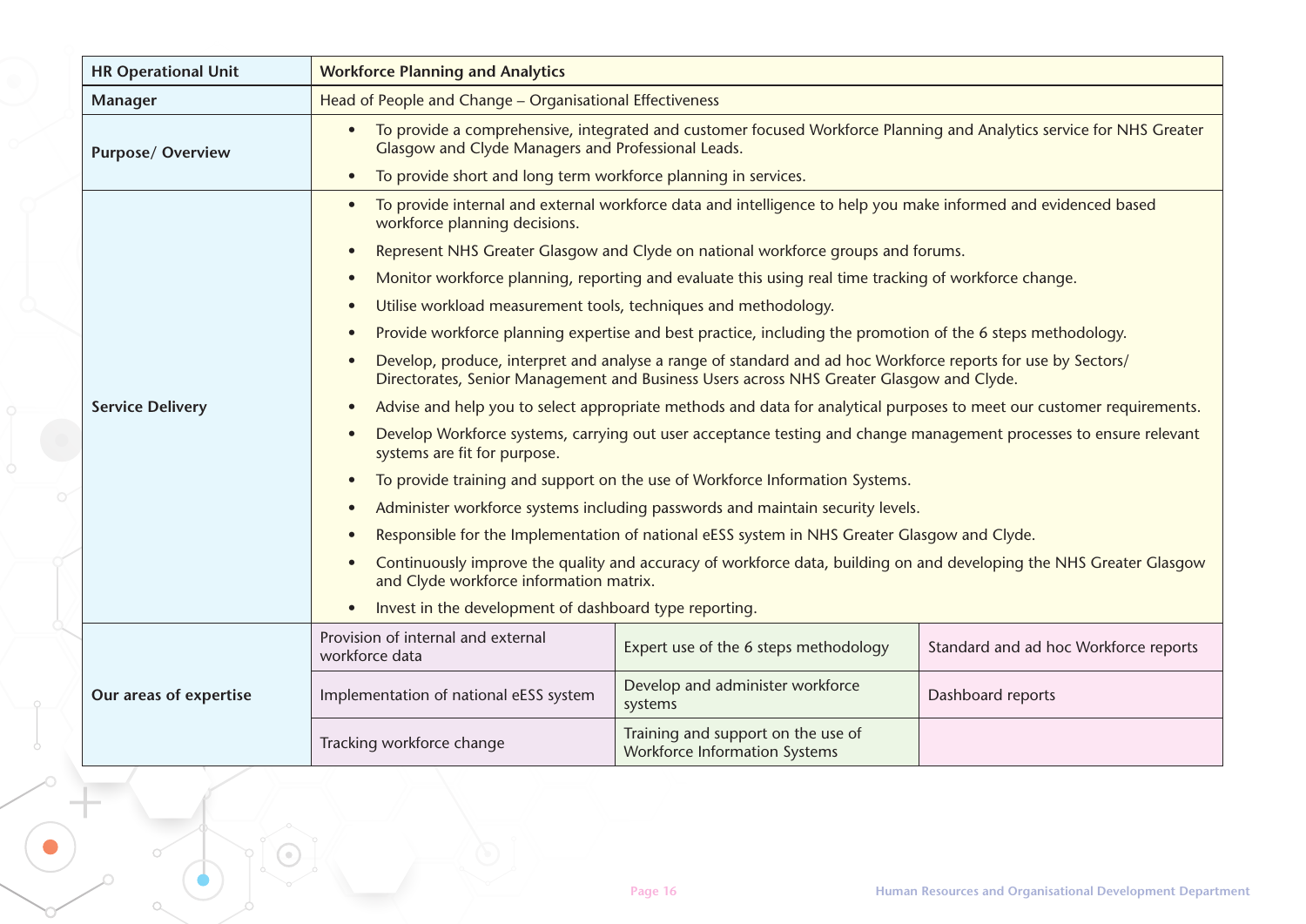| HR Operational Unit | Workforce Planning and Analytics | | |
|---|---|---|---|
| Manager | Head of People and Change – Organisational Effectiveness | | |
| Purpose/ Overview | • To provide a comprehensive, integrated and customer focused Workforce Planning and Analytics service for NHS Greater Glasgow and Clyde Managers and Professional Leads.<br>• To provide short and long term workforce planning in services. | | |
| Service Delivery | • To provide internal and external workforce data and intelligence to help you make informed and evidenced based workforce planning decisions.<br>• Represent NHS Greater Glasgow and Clyde on national workforce groups and forums.<br>• Monitor workforce planning, reporting and evaluate this using real time tracking of workforce change.<br>• Utilise workload measurement tools, techniques and methodology.<br>• Provide workforce planning expertise and best practice, including the promotion of the 6 steps methodology.<br>• Develop, produce, interpret and analyse a range of standard and ad hoc Workforce reports for use by Sectors/ Directorates, Senior Management and Business Users across NHS Greater Glasgow and Clyde.<br>• Advise and help you to select appropriate methods and data for analytical purposes to meet our customer requirements.<br>• Develop Workforce systems, carrying out user acceptance testing and change management processes to ensure relevant systems are fit for purpose.<br>• To provide training and support on the use of Workforce Information Systems.<br>• Administer workforce systems including passwords and maintain security levels.<br>• Responsible for the Implementation of national eESS system in NHS Greater Glasgow and Clyde.<br>• Continuously improve the quality and accuracy of workforce data, building on and developing the NHS Greater Glasgow and Clyde workforce information matrix.<br>• Invest in the development of dashboard type reporting. | | |
| Our areas of expertise | Provision of internal and external workforce data | Expert use of the 6 steps methodology | Standard and ad hoc Workforce reports |
| | Implementation of national eESS system | Develop and administer workforce systems | Dashboard reports |
| | Tracking workforce change | Training and support on the use of Workforce Information Systems | |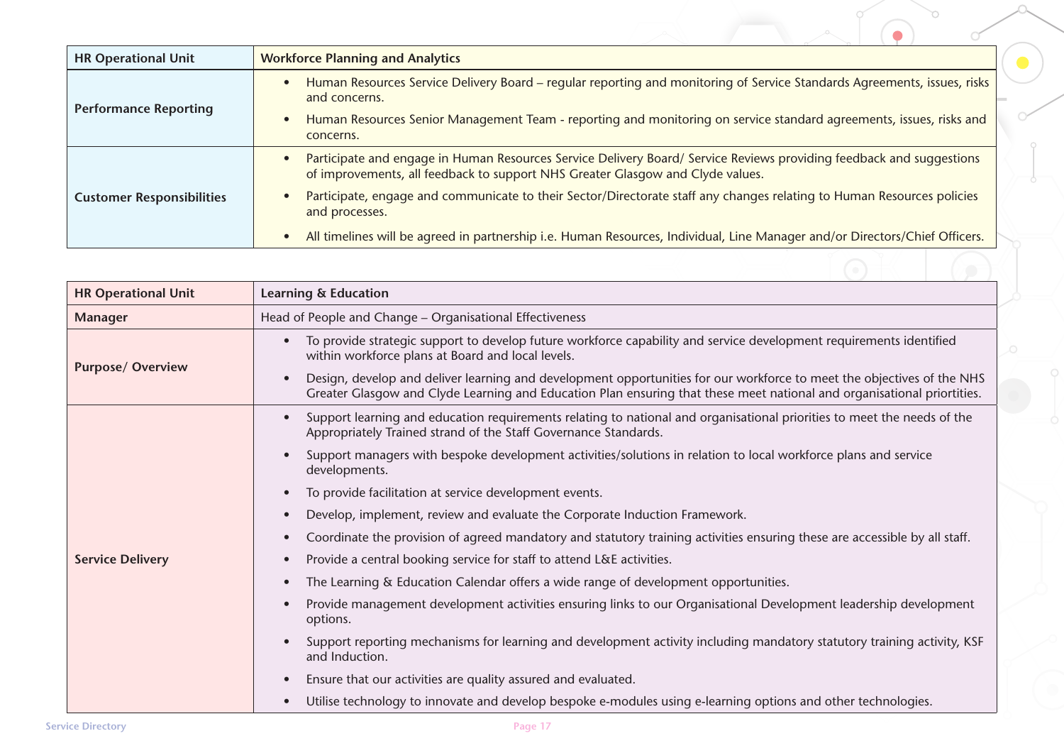| HR Operational Unit | Workforce Planning and Analytics |
| --- | --- |
| **Performance Reporting** | • Human Resources Service Delivery Board – regular reporting and monitoring of Service Standards Agreements, issues, risks and concerns.<br>• Human Resources Senior Management Team - reporting and monitoring on service standard agreements, issues, risks and concerns. |
| **Customer Responsibilities** | • Participate and engage in Human Resources Service Delivery Board/ Service Reviews providing feedback and suggestions of improvements, all feedback to support NHS Greater Glasgow and Clyde values.<br>• Participate, engage and communicate to their Sector/Directorate staff any changes relating to Human Resources policies and processes.<br>• All timelines will be agreed in partnership i.e. Human Resources, Individual, Line Manager and/or Directors/Chief Officers. |

| HR Operational Unit | Learning & Education |
| --- | --- |
| **Manager** | Head of People and Change – Organisational Effectiveness |
| **Purpose/ Overview** | • To provide strategic support to develop future workforce capability and service development requirements identified within workforce plans at Board and local levels.<br>• Design, develop and deliver learning and development opportunities for our workforce to meet the objectives of the NHS Greater Glasgow and Clyde Learning and Education Plan ensuring that these meet national and organisational priortities. |
| **Service Delivery** | • Support learning and education requirements relating to national and organisational priorities to meet the needs of the Appropriately Trained strand of the Staff Governance Standards.<br>• Support managers with bespoke development activities/solutions in relation to local workforce plans and service developments.<br>• To provide facilitation at service development events.<br>• Develop, implement, review and evaluate the Corporate Induction Framework.<br>• Coordinate the provision of agreed mandatory and statutory training activities ensuring these are accessible by all staff.<br>• Provide a central booking service for staff to attend L&E activities.<br>• The Learning & Education Calendar offers a wide range of development opportunities.<br>• Provide management development activities ensuring links to our Organisational Development leadership development options.<br>• Support reporting mechanisms for learning and development activity including mandatory statutory training activity, KSF and Induction.<br>• Ensure that our activities are quality assured and evaluated.<br>• Utilise technology to innovate and develop bespoke e-modules using e-learning options and other technologies. |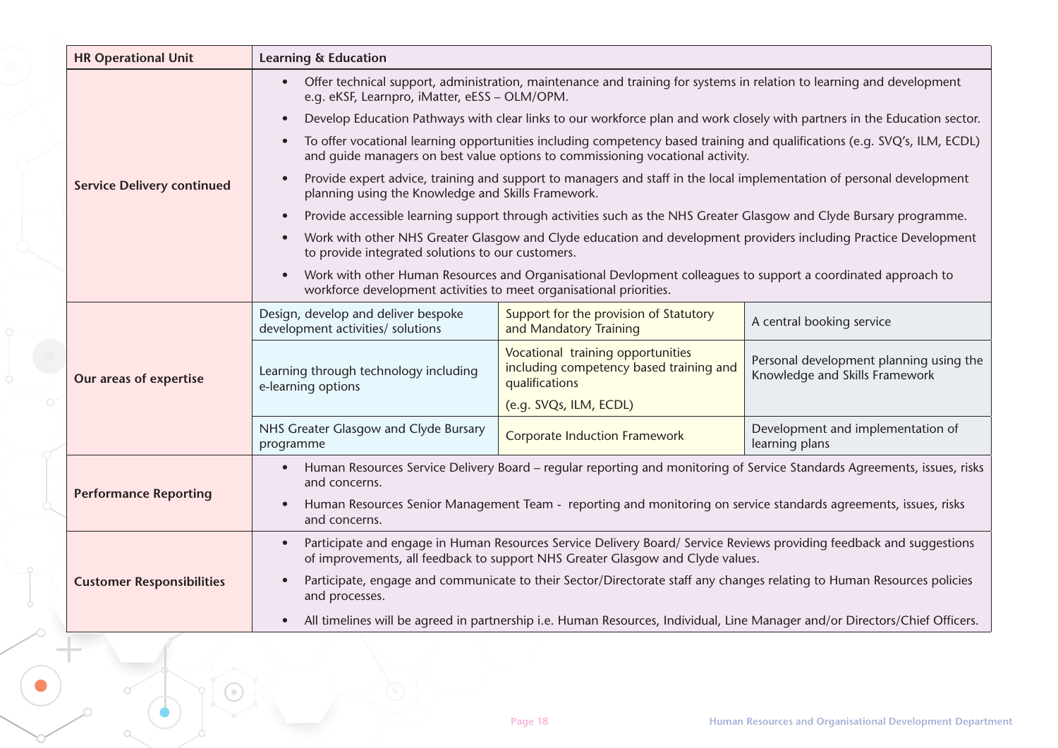| HR Operational Unit | Learning & Education | | |
|---|---|---|---|
| **Service Delivery continued** | • Offer technical support, administration, maintenance and training for systems in relation to learning and development e.g. eKSF, Learnpro, iMatter, eESS – OLM/OPM.<br>• Develop Education Pathways with clear links to our workforce plan and work closely with partners in the Education sector.<br>• To offer vocational learning opportunities including competency based training and qualifications (e.g. SVQ's, ILM, ECDL) and guide managers on best value options to commissioning vocational activity.<br>• Provide expert advice, training and support to managers and staff in the local implementation of personal development planning using the Knowledge and Skills Framework.<br>• Provide accessible learning support through activities such as the NHS Greater Glasgow and Clyde Bursary programme.<br>• Work with other NHS Greater Glasgow and Clyde education and development providers including Practice Development to provide integrated solutions to our customers.<br>• Work with other Human Resources and Organisational Devlopment colleagues to support a coordinated approach to workforce development activities to meet organisational priorities. | | |
| **Our areas of expertise** | Design, develop and deliver bespoke development activities/ solutions | Support for the provision of Statutory and Mandatory Training | A central booking service |
| | Learning through technology including e-learning options | Vocational training opportunities including competency based training and qualifications<br>(e.g. SVQs, ILM, ECDL) | Personal development planning using the Knowledge and Skills Framework |
| | NHS Greater Glasgow and Clyde Bursary programme | Corporate Induction Framework | Development and implementation of learning plans |
| **Performance Reporting** | • Human Resources Service Delivery Board – regular reporting and monitoring of Service Standards Agreements, issues, risks and concerns.<br>• Human Resources Senior Management Team - reporting and monitoring on service standards agreements, issues, risks and concerns. | | |
| **Customer Responsibilities** | • Participate and engage in Human Resources Service Delivery Board/ Service Reviews providing feedback and suggestions of improvements, all feedback to support NHS Greater Glasgow and Clyde values.<br>• Participate, engage and communicate to their Sector/Directorate staff any changes relating to Human Resources policies and processes.<br>• All timelines will be agreed in partnership i.e. Human Resources, Individual, Line Manager and/or Directors/Chief Officers. | | |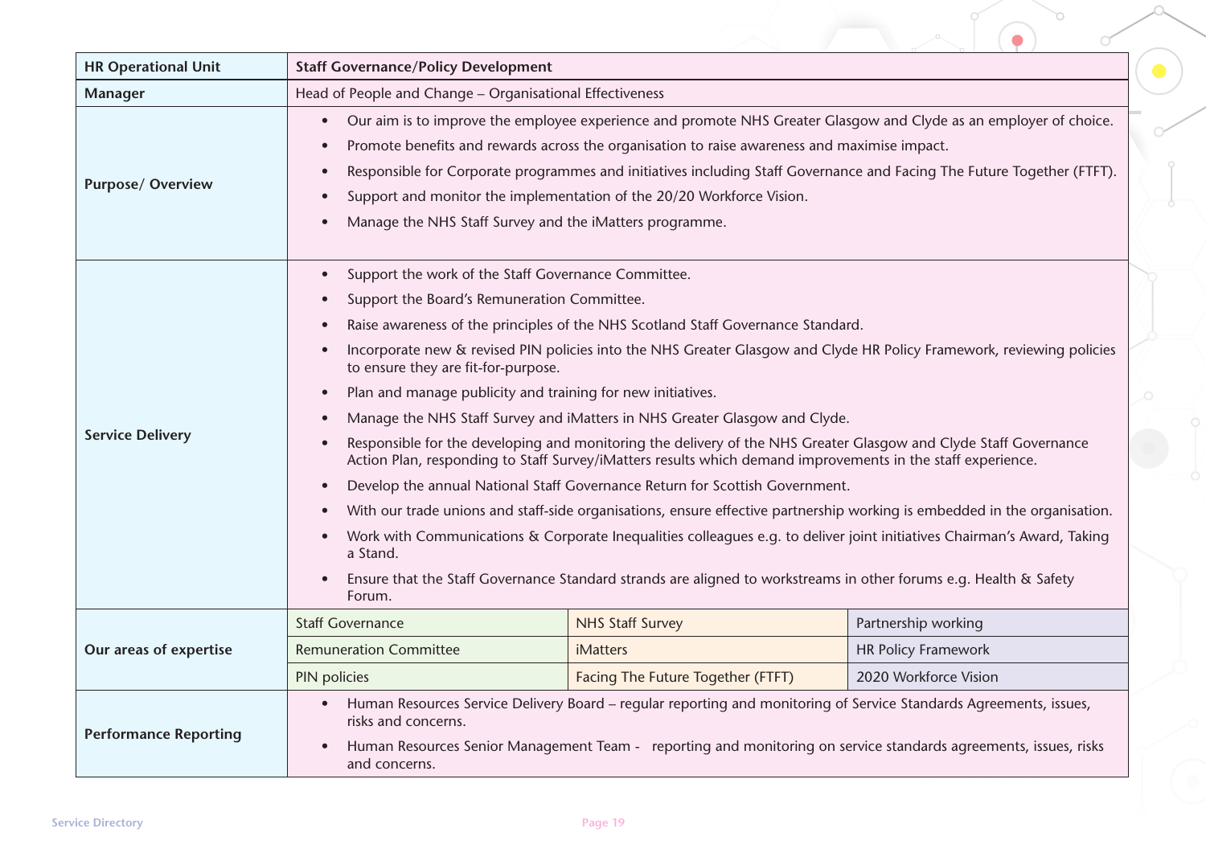| | | | |
|---|---|---|---|
| **HR Operational Unit** | **Staff Governance/Policy Development** | | |
| **Manager** | Head of People and Change – Organisational Effectiveness | | |
| **Purpose/ Overview** | • Our aim is to improve the employee experience and promote NHS Greater Glasgow and Clyde as an employer of choice.<br>• Promote benefits and rewards across the organisation to raise awareness and maximise impact.<br>• Responsible for Corporate programmes and initiatives including Staff Governance and Facing The Future Together (FTFT).<br>• Support and monitor the implementation of the 20/20 Workforce Vision.<br>• Manage the NHS Staff Survey and the iMatters programme. | | |
| **Service Delivery** | • Support the work of the Staff Governance Committee.<br>• Support the Board's Remuneration Committee.<br>• Raise awareness of the principles of the NHS Scotland Staff Governance Standard.<br>• Incorporate new & revised PIN policies into the NHS Greater Glasgow and Clyde HR Policy Framework, reviewing policies to ensure they are fit-for-purpose.<br>• Plan and manage publicity and training for new initiatives.<br>• Manage the NHS Staff Survey and iMatters in NHS Greater Glasgow and Clyde.<br>• Responsible for the developing and monitoring the delivery of the NHS Greater Glasgow and Clyde Staff Governance Action Plan, responding to Staff Survey/iMatters results which demand improvements in the staff experience.<br>• Develop the annual National Staff Governance Return for Scottish Government.<br>• With our trade unions and staff-side organisations, ensure effective partnership working is embedded in the organisation.<br>• Work with Communications & Corporate Inequalities colleagues e.g. to deliver joint initiatives Chairman's Award, Taking a Stand.<br>• Ensure that the Staff Governance Standard strands are aligned to workstreams in other forums e.g. Health & Safety Forum. | | |
| **Our areas of expertise** | Staff Governance | NHS Staff Survey | Partnership working |
| | Remuneration Committee | iMatters | HR Policy Framework |
| | PIN policies | Facing The Future Together (FTFT) | 2020 Workforce Vision |
| **Performance Reporting** | • Human Resources Service Delivery Board – regular reporting and monitoring of Service Standards Agreements, issues, risks and concerns.<br>• Human Resources Senior Management Team - reporting and monitoring on service standards agreements, issues, risks and concerns. | | |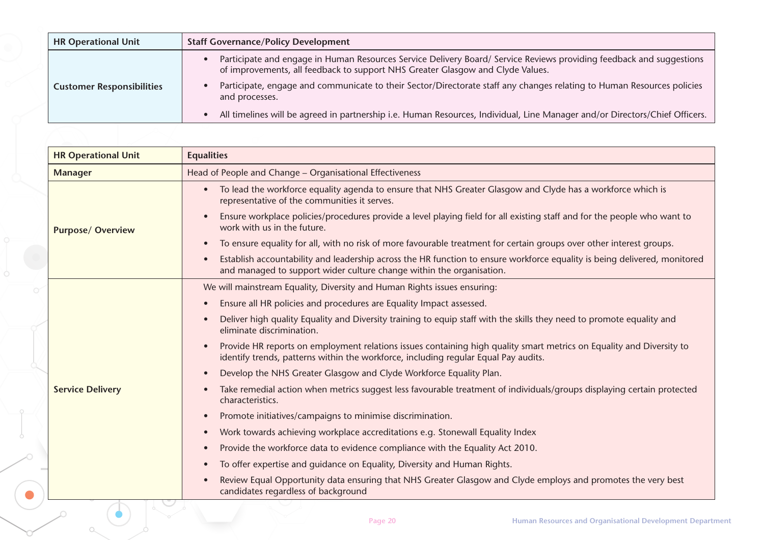| HR Operational Unit | Staff Governance/Policy Development |
|---|---|
| **Customer Responsibilities** | • Participate and engage in Human Resources Service Delivery Board/ Service Reviews providing feedback and suggestions of improvements, all feedback to support NHS Greater Glasgow and Clyde Values.<br>• Participate, engage and communicate to their Sector/Directorate staff any changes relating to Human Resources policies and processes.<br>• All timelines will be agreed in partnership i.e. Human Resources, Individual, Line Manager and/or Directors/Chief Officers. |

| HR Operational Unit | Equalities |
|---|---|
| **Manager** | Head of People and Change – Organisational Effectiveness |
| **Purpose/ Overview** | • To lead the workforce equality agenda to ensure that NHS Greater Glasgow and Clyde has a workforce which is representative of the communities it serves.<br>• Ensure workplace policies/procedures provide a level playing field for all existing staff and for the people who want to work with us in the future.<br>• To ensure equality for all, with no risk of more favourable treatment for certain groups over other interest groups.<br>• Establish accountability and leadership across the HR function to ensure workforce equality is being delivered, monitored and managed to support wider culture change within the organisation. |
| **Service Delivery** | We will mainstream Equality, Diversity and Human Rights issues ensuring:<br>• Ensure all HR policies and procedures are Equality Impact assessed.<br>• Deliver high quality Equality and Diversity training to equip staff with the skills they need to promote equality and eliminate discrimination.<br>• Provide HR reports on employment relations issues containing high quality smart metrics on Equality and Diversity to identify trends, patterns within the workforce, including regular Equal Pay audits.<br>• Develop the NHS Greater Glasgow and Clyde Workforce Equality Plan.<br>• Take remedial action when metrics suggest less favourable treatment of individuals/groups displaying certain protected characteristics.<br>• Promote initiatives/campaigns to minimise discrimination.<br>• Work towards achieving workplace accreditations e.g. Stonewall Equality Index<br>• Provide the workforce data to evidence compliance with the Equality Act 2010.<br>• To offer expertise and guidance on Equality, Diversity and Human Rights.<br>• Review Equal Opportunity data ensuring that NHS Greater Glasgow and Clyde employs and promotes the very best candidates regardless of background |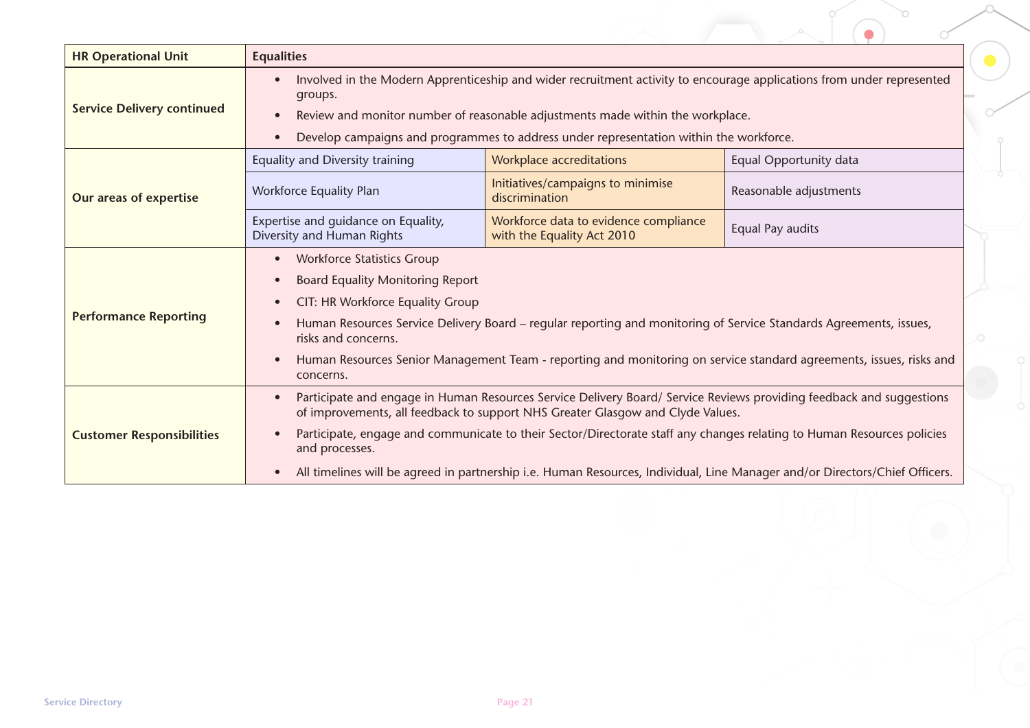| HR Operational Unit | Equalities | | |
|---|---|---|---|
| Service Delivery continued | • Involved in the Modern Apprenticeship and wider recruitment activity to encourage applications from under represented groups.<br>• Review and monitor number of reasonable adjustments made within the workplace.<br>• Develop campaigns and programmes to address under representation within the workforce. | | |
| Our areas of expertise | Equality and Diversity training | Workplace accreditations | Equal Opportunity data |
| | Workforce Equality Plan | Initiatives/campaigns to minimise discrimination | Reasonable adjustments |
| | Expertise and guidance on Equality, Diversity and Human Rights | Workforce data to evidence compliance with the Equality Act 2010 | Equal Pay audits |
| Performance Reporting | • Workforce Statistics Group<br>• Board Equality Monitoring Report<br>• CIT: HR Workforce Equality Group<br>• Human Resources Service Delivery Board – regular reporting and monitoring of Service Standards Agreements, issues, risks and concerns.<br>• Human Resources Senior Management Team - reporting and monitoring on service standard agreements, issues, risks and concerns. | | |
| Customer Responsibilities | • Participate and engage in Human Resources Service Delivery Board/ Service Reviews providing feedback and suggestions of improvements, all feedback to support NHS Greater Glasgow and Clyde Values.<br>• Participate, engage and communicate to their Sector/Directorate staff any changes relating to Human Resources policies and processes.<br>• All timelines will be agreed in partnership i.e. Human Resources, Individual, Line Manager and/or Directors/Chief Officers. | | |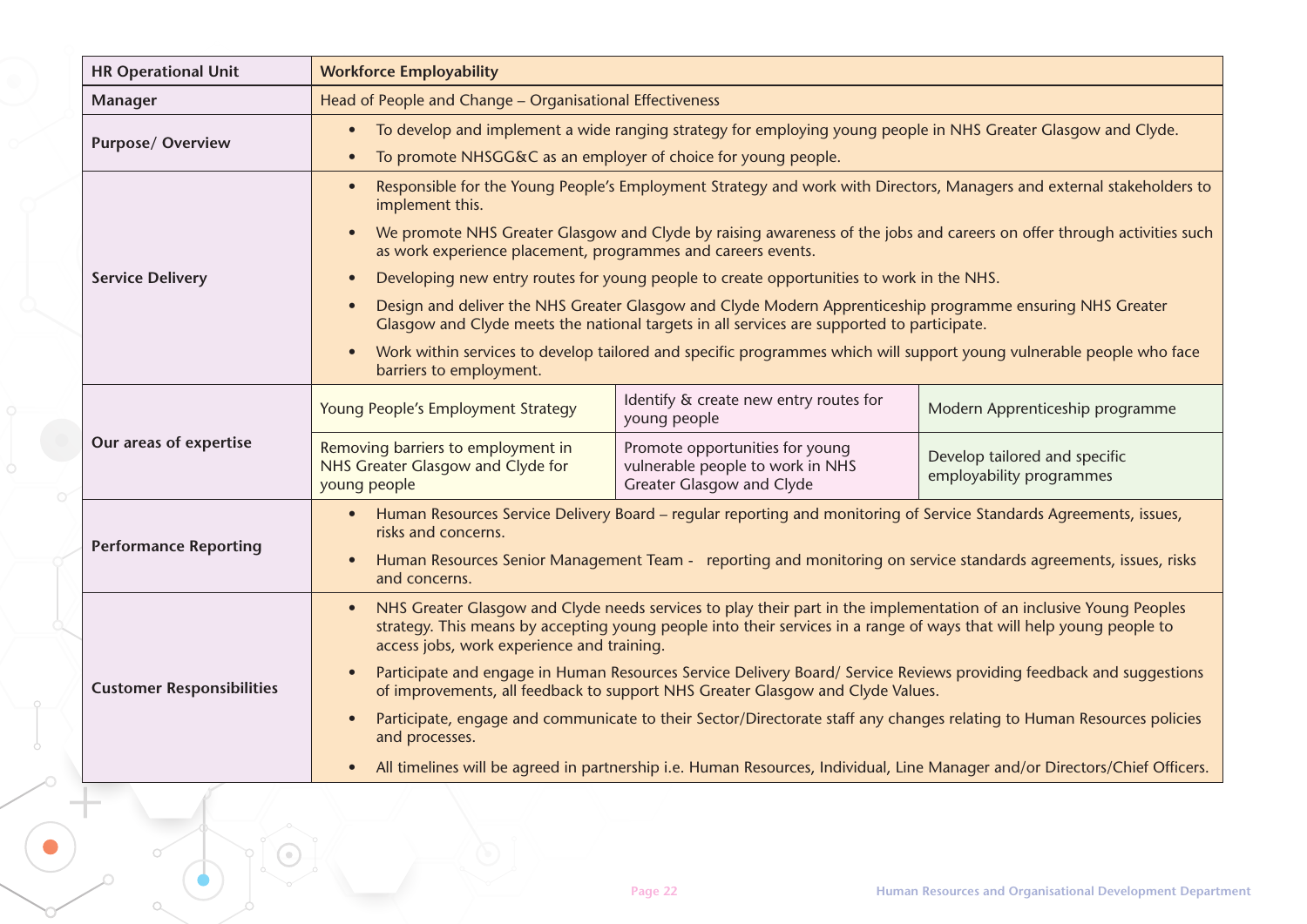| HR Operational Unit | Workforce Employability | | |
|---|---|---|---|
| Manager | Head of People and Change – Organisational Effectiveness | | |
| Purpose/ Overview | • To develop and implement a wide ranging strategy for employing young people in NHS Greater Glasgow and Clyde.<br>• To promote NHSGG&C as an employer of choice for young people. | | |
| Service Delivery | • Responsible for the Young People's Employment Strategy and work with Directors, Managers and external stakeholders to implement this.<br>• We promote NHS Greater Glasgow and Clyde by raising awareness of the jobs and careers on offer through activities such as work experience placement, programmes and careers events.<br>• Developing new entry routes for young people to create opportunities to work in the NHS.<br>• Design and deliver the NHS Greater Glasgow and Clyde Modern Apprenticeship programme ensuring NHS Greater Glasgow and Clyde meets the national targets in all services are supported to participate.<br>• Work within services to develop tailored and specific programmes which will support young vulnerable people who face barriers to employment. | | |
| Our areas of expertise | Young People's Employment Strategy | Identify & create new entry routes for young people | Modern Apprenticeship programme |
| | Removing barriers to employment in NHS Greater Glasgow and Clyde for young people | Promote opportunities for young vulnerable people to work in NHS Greater Glasgow and Clyde | Develop tailored and specific employability programmes |
| Performance Reporting | • Human Resources Service Delivery Board – regular reporting and monitoring of Service Standards Agreements, issues, risks and concerns.<br>• Human Resources Senior Management Team - reporting and monitoring on service standards agreements, issues, risks and concerns. | | |
| Customer Responsibilities | • NHS Greater Glasgow and Clyde needs services to play their part in the implementation of an inclusive Young Peoples strategy. This means by accepting young people into their services in a range of ways that will help young people to access jobs, work experience and training.<br>• Participate and engage in Human Resources Service Delivery Board/ Service Reviews providing feedback and suggestions of improvements, all feedback to support NHS Greater Glasgow and Clyde Values.<br>• Participate, engage and communicate to their Sector/Directorate staff any changes relating to Human Resources policies and processes.<br>• All timelines will be agreed in partnership i.e. Human Resources, Individual, Line Manager and/or Directors/Chief Officers. | | |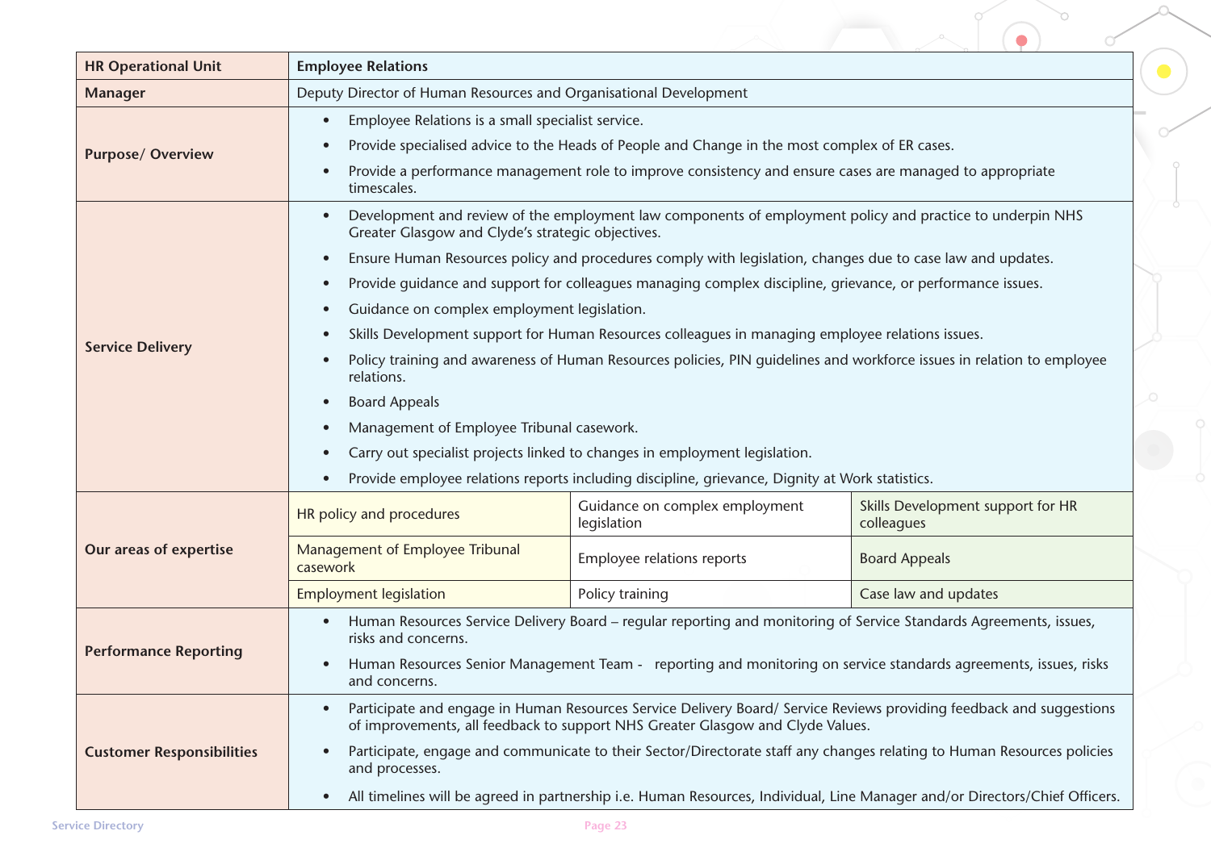| HR Operational Unit | Employee Relations | | |
|---|---|---|---|
| Manager | Deputy Director of Human Resources and Organisational Development | | |
| Purpose/ Overview | • Employee Relations is a small specialist service.<br>• Provide specialised advice to the Heads of People and Change in the most complex of ER cases.<br>• Provide a performance management role to improve consistency and ensure cases are managed to appropriate timescales. | | |
| Service Delivery | • Development and review of the employment law components of employment policy and practice to underpin NHS Greater Glasgow and Clyde's strategic objectives.<br>• Ensure Human Resources policy and procedures comply with legislation, changes due to case law and updates.<br>• Provide guidance and support for colleagues managing complex discipline, grievance, or performance issues.<br>• Guidance on complex employment legislation.<br>• Skills Development support for Human Resources colleagues in managing employee relations issues.<br>• Policy training and awareness of Human Resources policies, PIN guidelines and workforce issues in relation to employee relations.<br>• Board Appeals<br>• Management of Employee Tribunal casework.<br>• Carry out specialist projects linked to changes in employment legislation.<br>• Provide employee relations reports including discipline, grievance, Dignity at Work statistics. | | |
| Our areas of expertise | HR policy and procedures | Guidance on complex employment legislation | Skills Development support for HR colleagues |
| | Management of Employee Tribunal casework | Employee relations reports | Board Appeals |
| | Employment legislation | Policy training | Case law and updates |
| Performance Reporting | • Human Resources Service Delivery Board – regular reporting and monitoring of Service Standards Agreements, issues, risks and concerns.<br>• Human Resources Senior Management Team - reporting and monitoring on service standards agreements, issues, risks and concerns. | | |
| Customer Responsibilities | • Participate and engage in Human Resources Service Delivery Board/ Service Reviews providing feedback and suggestions of improvements, all feedback to support NHS Greater Glasgow and Clyde Values.<br>• Participate, engage and communicate to their Sector/Directorate staff any changes relating to Human Resources policies and processes.<br>• All timelines will be agreed in partnership i.e. Human Resources, Individual, Line Manager and/or Directors/Chief Officers. | | |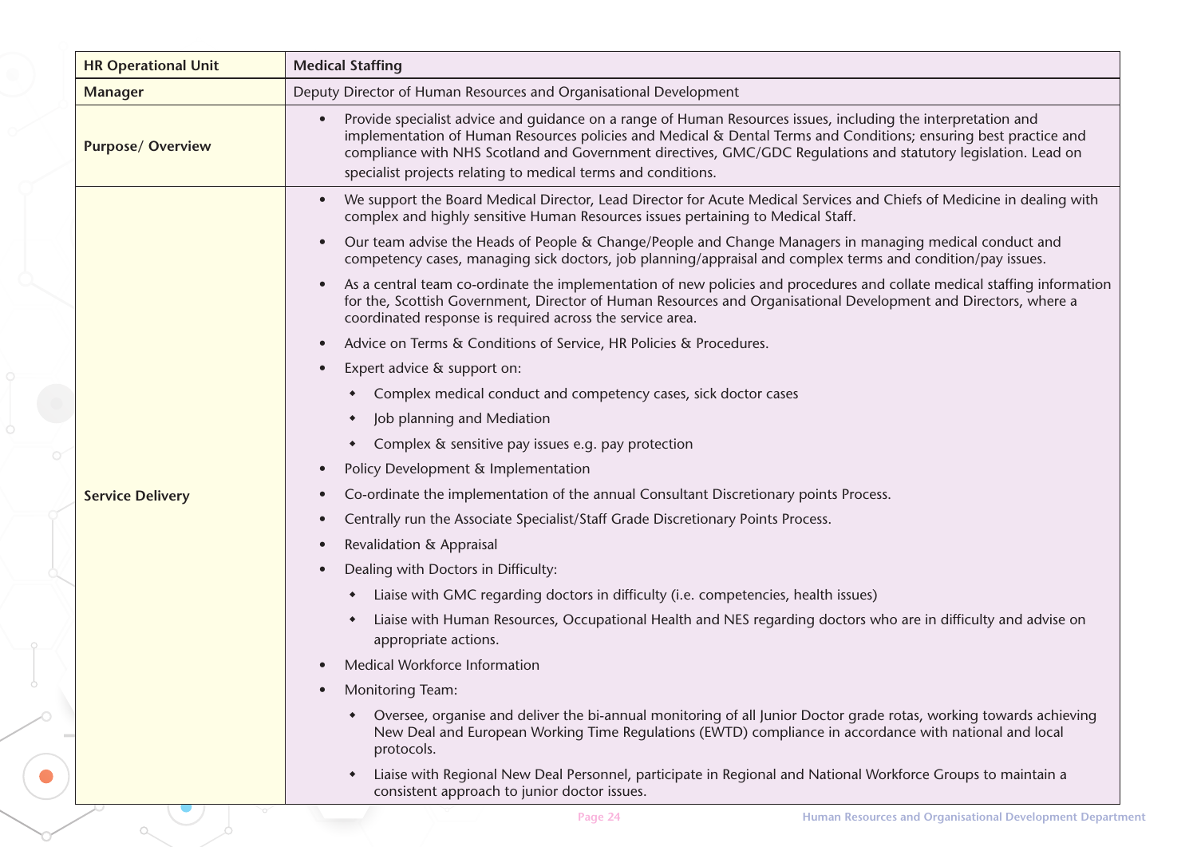| HR Operational Unit | Medical Staffing |
|---|---|
| Manager | Deputy Director of Human Resources and Organisational Development |
| Purpose/ Overview | • Provide specialist advice and guidance on a range of Human Resources issues, including the interpretation and implementation of Human Resources policies and Medical & Dental Terms and Conditions; ensuring best practice and compliance with NHS Scotland and Government directives, GMC/GDC Regulations and statutory legislation. Lead on specialist projects relating to medical terms and conditions. |
| Service Delivery | • We support the Board Medical Director, Lead Director for Acute Medical Services and Chiefs of Medicine in dealing with complex and highly sensitive Human Resources issues pertaining to Medical Staff.<br>• Our team advise the Heads of People & Change/People and Change Managers in managing medical conduct and competency cases, managing sick doctors, job planning/appraisal and complex terms and condition/pay issues.<br>• As a central team co-ordinate the implementation of new policies and procedures and collate medical staffing information for the, Scottish Government, Director of Human Resources and Organisational Development and Directors, where a coordinated response is required across the service area.<br>• Advice on Terms & Conditions of Service, HR Policies & Procedures.<br>• Expert advice & support on:<br>◆ Complex medical conduct and competency cases, sick doctor cases<br>◆ Job planning and Mediation<br>◆ Complex & sensitive pay issues e.g. pay protection<br>• Policy Development & Implementation<br>• Co-ordinate the implementation of the annual Consultant Discretionary points Process.<br>• Centrally run the Associate Specialist/Staff Grade Discretionary Points Process.<br>• Revalidation & Appraisal<br>• Dealing with Doctors in Difficulty:<br>◆ Liaise with GMC regarding doctors in difficulty (i.e. competencies, health issues)<br>◆ Liaise with Human Resources, Occupational Health and NES regarding doctors who are in difficulty and advise on appropriate actions.<br>• Medical Workforce Information<br>• Monitoring Team:<br>◆ Oversee, organise and deliver the bi-annual monitoring of all Junior Doctor grade rotas, working towards achieving New Deal and European Working Time Regulations (EWTD) compliance in accordance with national and local protocols.<br>◆ Liaise with Regional New Deal Personnel, participate in Regional and National Workforce Groups to maintain a consistent approach to junior doctor issues. |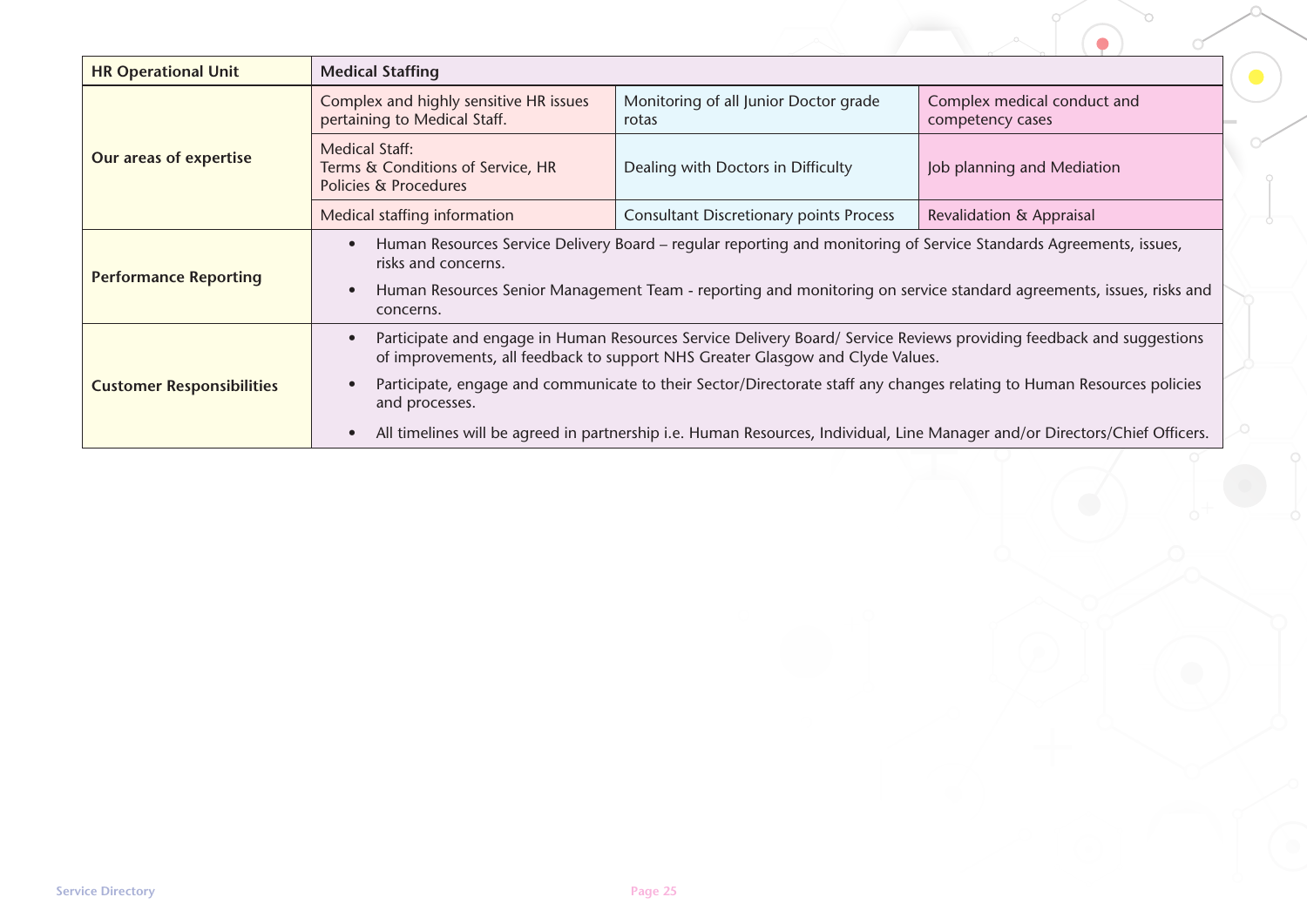| HR Operational Unit | Medical Staffing | | |
|---|---|---|---|
| Our areas of expertise | Complex and highly sensitive HR issues pertaining to Medical Staff. | Monitoring of all Junior Doctor grade rotas | Complex medical conduct and competency cases |
| | Medical Staff: Terms & Conditions of Service, HR Policies & Procedures | Dealing with Doctors in Difficulty | Job planning and Mediation |
| | Medical staffing information | Consultant Discretionary points Process | Revalidation & Appraisal |
| Performance Reporting | • Human Resources Service Delivery Board – regular reporting and monitoring of Service Standards Agreements, issues, risks and concerns.<br>• Human Resources Senior Management Team - reporting and monitoring on service standard agreements, issues, risks and concerns. | | |
| Customer Responsibilities | • Participate and engage in Human Resources Service Delivery Board/ Service Reviews providing feedback and suggestions of improvements, all feedback to support NHS Greater Glasgow and Clyde Values.<br>• Participate, engage and communicate to their Sector/Directorate staff any changes relating to Human Resources policies and processes.<br>• All timelines will be agreed in partnership i.e. Human Resources, Individual, Line Manager and/or Directors/Chief Officers. | | |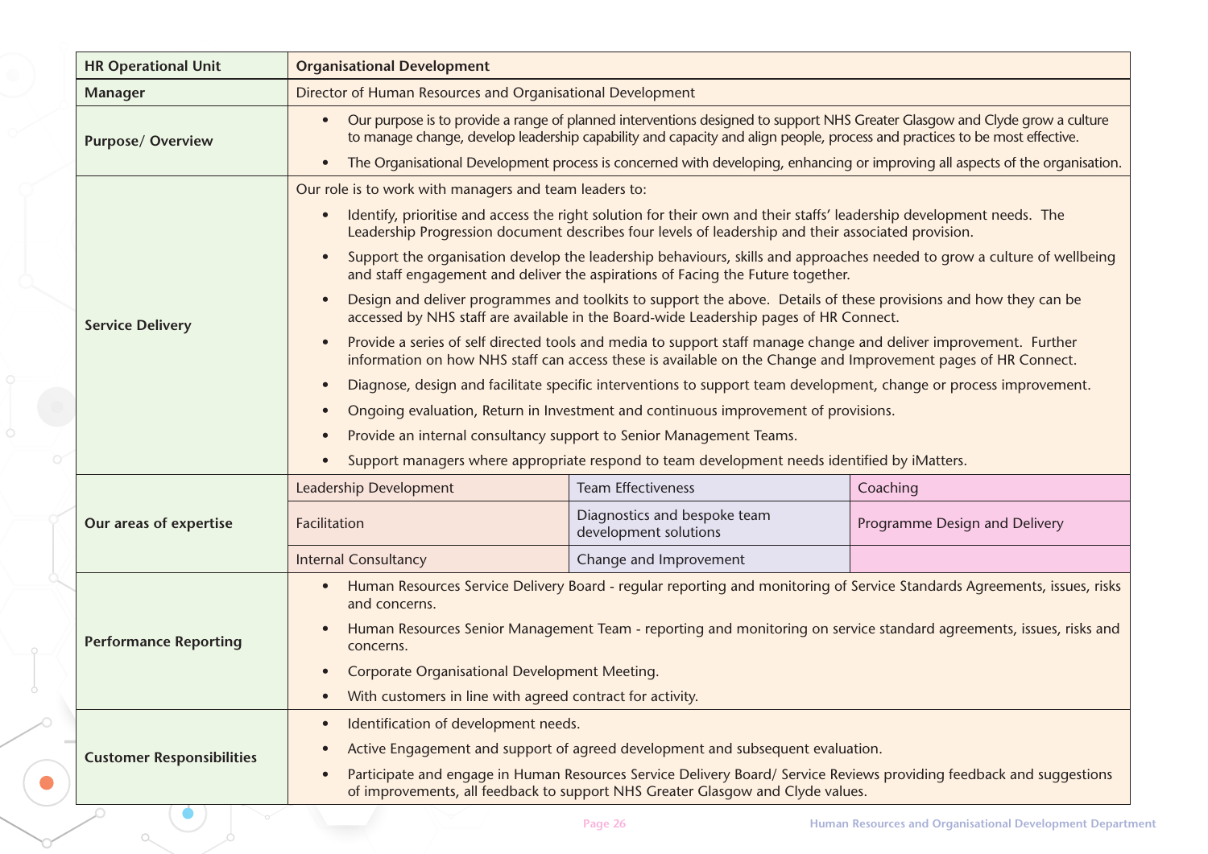| HR Operational Unit | Organisational Development | | |
|---|---|---|---|
| Manager | Director of Human Resources and Organisational Development | | |
| Purpose/ Overview | • Our purpose is to provide a range of planned interventions designed to support NHS Greater Glasgow and Clyde grow a culture to manage change, develop leadership capability and capacity and align people, process and practices to be most effective.<br>• The Organisational Development process is concerned with developing, enhancing or improving all aspects of the organisation. | | |
| Service Delivery | Our role is to work with managers and team leaders to:<br>• Identify, prioritise and access the right solution for their own and their staffs' leadership development needs. The Leadership Progression document describes four levels of leadership and their associated provision.<br>• Support the organisation develop the leadership behaviours, skills and approaches needed to grow a culture of wellbeing and staff engagement and deliver the aspirations of Facing the Future together.<br>• Design and deliver programmes and toolkits to support the above. Details of these provisions and how they can be accessed by NHS staff are available in the Board-wide Leadership pages of HR Connect.<br>• Provide a series of self directed tools and media to support staff manage change and deliver improvement. Further information on how NHS staff can access these is available on the Change and Improvement pages of HR Connect.<br>• Diagnose, design and facilitate specific interventions to support team development, change or process improvement.<br>• Ongoing evaluation, Return in Investment and continuous improvement of provisions.<br>• Provide an internal consultancy support to Senior Management Teams.<br>• Support managers where appropriate respond to team development needs identified by iMatters. | | |
| Our areas of expertise | Leadership Development | Team Effectiveness | Coaching |
| | Facilitation | Diagnostics and bespoke team development solutions | Programme Design and Delivery |
| | Internal Consultancy | Change and Improvement | |
| Performance Reporting | • Human Resources Service Delivery Board - regular reporting and monitoring of Service Standards Agreements, issues, risks and concerns.<br>• Human Resources Senior Management Team - reporting and monitoring on service standard agreements, issues, risks and concerns.<br>• Corporate Organisational Development Meeting.<br>• With customers in line with agreed contract for activity. | | |
| Customer Responsibilities | • Identification of development needs.<br>• Active Engagement and support of agreed development and subsequent evaluation.<br>• Participate and engage in Human Resources Service Delivery Board/ Service Reviews providing feedback and suggestions of improvements, all feedback to support NHS Greater Glasgow and Clyde values. | | |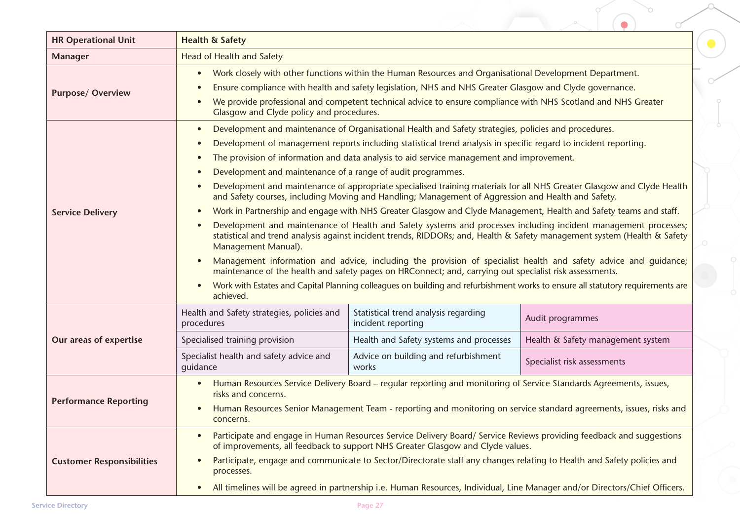| | |
|---|---|
| **HR Operational Unit** | **Health & Safety** |
| **Manager** | Head of Health and Safety |
| **Purpose/ Overview** | • Work closely with other functions within the Human Resources and Organisational Development Department.<br>• Ensure compliance with health and safety legislation, NHS and NHS Greater Glasgow and Clyde governance.<br>• We provide professional and competent technical advice to ensure compliance with NHS Scotland and NHS Greater Glasgow and Clyde policy and procedures. |
| **Service Delivery** | • Development and maintenance of Organisational Health and Safety strategies, policies and procedures.<br>• Development of management reports including statistical trend analysis in specific regard to incident reporting.<br>• The provision of information and data analysis to aid service management and improvement.<br>• Development and maintenance of a range of audit programmes.<br>• Development and maintenance of appropriate specialised training materials for all NHS Greater Glasgow and Clyde Health and Safety courses, including Moving and Handling; Management of Aggression and Health and Safety.<br>• Work in Partnership and engage with NHS Greater Glasgow and Clyde Management, Health and Safety teams and staff.<br>• Development and maintenance of Health and Safety systems and processes including incident management processes; statistical and trend analysis against incident trends, RIDDORs; and, Health & Safety management system (Health & Safety Management Manual).<br>• Management information and advice, including the provision of specialist health and safety advice and guidance; maintenance of the health and safety pages on HRConnect; and, carrying out specialist risk assessments.<br>• Work with Estates and Capital Planning colleagues on building and refurbishment works to ensure all statutory requirements are achieved. |
| **Our areas of expertise** | Health and Safety strategies, policies and procedures; Statistical trend analysis regarding incident reporting; Audit programmes; Specialised training provision; Health and Safety systems and processes; Health & Safety management system; Specialist health and safety advice and guidance; Advice on building and refurbishment works; Specialist risk assessments |
| **Performance Reporting** | • Human Resources Service Delivery Board – regular reporting and monitoring of Service Standards Agreements, issues, risks and concerns.<br>• Human Resources Senior Management Team - reporting and monitoring on service standard agreements, issues, risks and concerns. |
| **Customer Responsibilities** | • Participate and engage in Human Resources Service Delivery Board/ Service Reviews providing feedback and suggestions of improvements, all feedback to support NHS Greater Glasgow and Clyde values.<br>• Participate, engage and communicate to Sector/Directorate staff any changes relating to Health and Safety policies and processes.<br>• All timelines will be agreed in partnership i.e. Human Resources, Individual, Line Manager and/or Directors/Chief Officers. |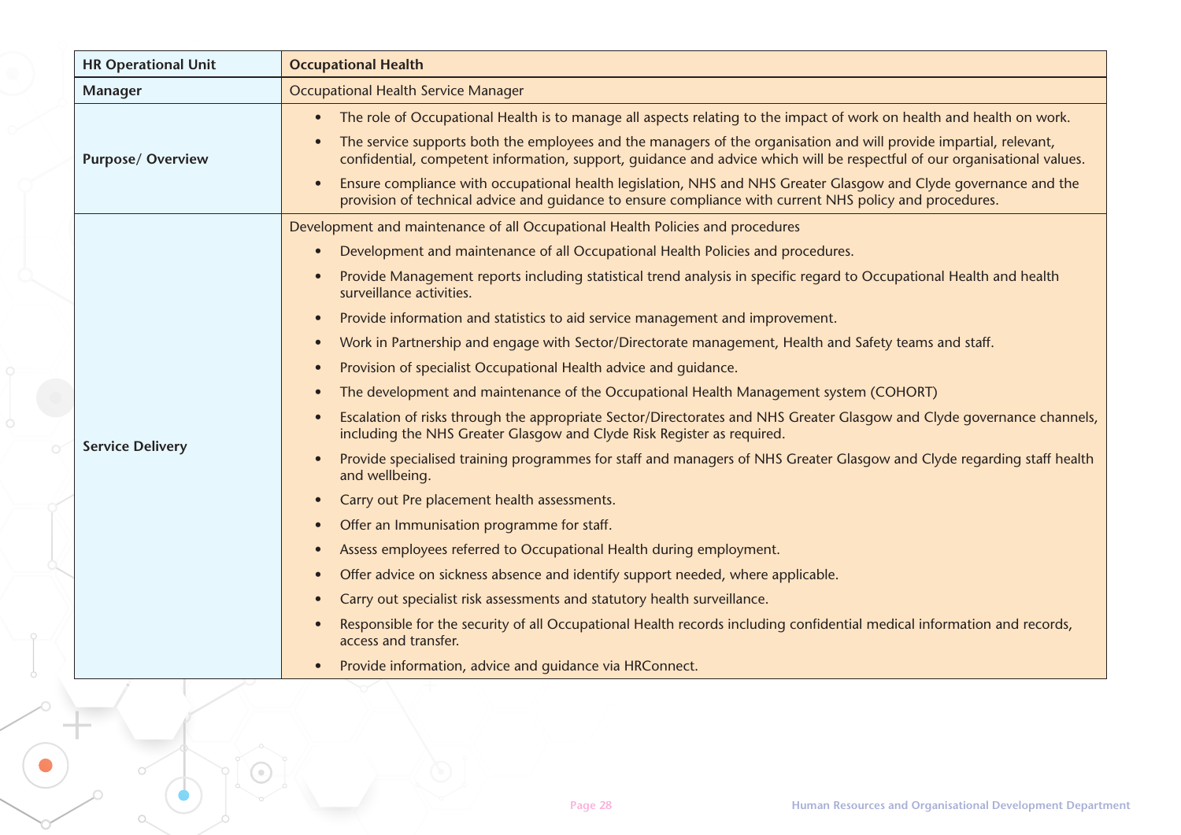| HR Operational Unit | Occupational Health |
|---|---|
| Manager | Occupational Health Service Manager |
| Purpose/ Overview | • The role of Occupational Health is to manage all aspects relating to the impact of work on health and health on work.<br>• The service supports both the employees and the managers of the organisation and will provide impartial, relevant, confidential, competent information, support, guidance and advice which will be respectful of our organisational values.<br>• Ensure compliance with occupational health legislation, NHS and NHS Greater Glasgow and Clyde governance and the provision of technical advice and guidance to ensure compliance with current NHS policy and procedures. |
| Service Delivery | Development and maintenance of all Occupational Health Policies and procedures<br>• Development and maintenance of all Occupational Health Policies and procedures.<br>• Provide Management reports including statistical trend analysis in specific regard to Occupational Health and health surveillance activities.<br>• Provide information and statistics to aid service management and improvement.<br>• Work in Partnership and engage with Sector/Directorate management, Health and Safety teams and staff.<br>• Provision of specialist Occupational Health advice and guidance.<br>• The development and maintenance of the Occupational Health Management system (COHORT)<br>• Escalation of risks through the appropriate Sector/Directorates and NHS Greater Glasgow and Clyde governance channels, including the NHS Greater Glasgow and Clyde Risk Register as required.<br>• Provide specialised training programmes for staff and managers of NHS Greater Glasgow and Clyde regarding staff health and wellbeing.<br>• Carry out Pre placement health assessments.<br>• Offer an Immunisation programme for staff.<br>• Assess employees referred to Occupational Health during employment.<br>• Offer advice on sickness absence and identify support needed, where applicable.<br>• Carry out specialist risk assessments and statutory health surveillance.<br>• Responsible for the security of all Occupational Health records including confidential medical information and records, access and transfer.<br>• Provide information, advice and guidance via HRConnect. |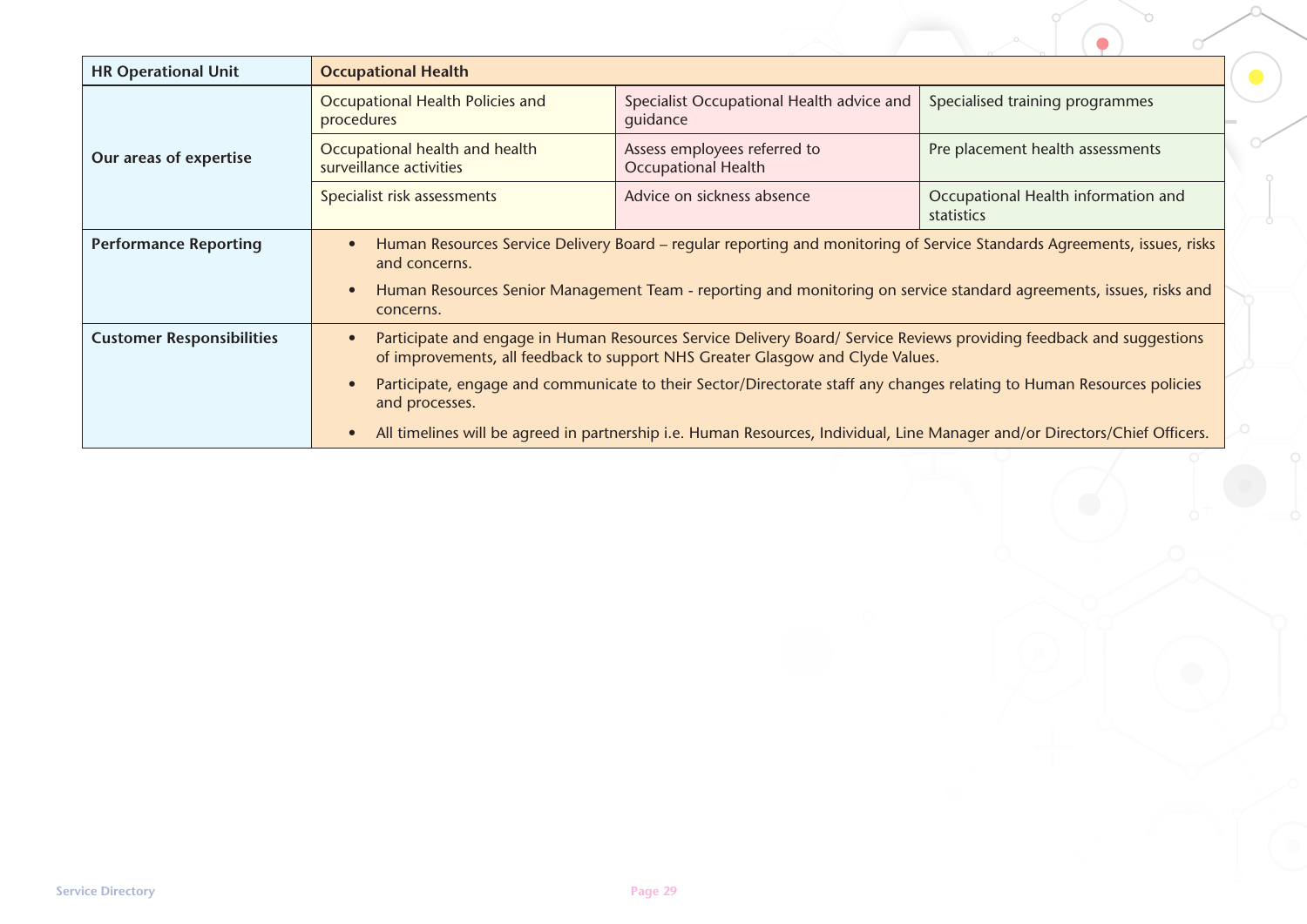| HR Operational Unit | Occupational Health | | |
|---|---|---|---|
| Our areas of expertise | Occupational Health Policies and procedures | Specialist Occupational Health advice and guidance | Specialised training programmes |
| | Occupational health and health surveillance activities | Assess employees referred to Occupational Health | Pre placement health assessments |
| | Specialist risk assessments | Advice on sickness absence | Occupational Health information and statistics |
| Performance Reporting | • Human Resources Service Delivery Board – regular reporting and monitoring of Service Standards Agreements, issues, risks and concerns.<br>• Human Resources Senior Management Team - reporting and monitoring on service standard agreements, issues, risks and concerns. | | |
| Customer Responsibilities | • Participate and engage in Human Resources Service Delivery Board/ Service Reviews providing feedback and suggestions of improvements, all feedback to support NHS Greater Glasgow and Clyde Values.<br>• Participate, engage and communicate to their Sector/Directorate staff any changes relating to Human Resources policies and processes.<br>• All timelines will be agreed in partnership i.e. Human Resources, Individual, Line Manager and/or Directors/Chief Officers. | | |